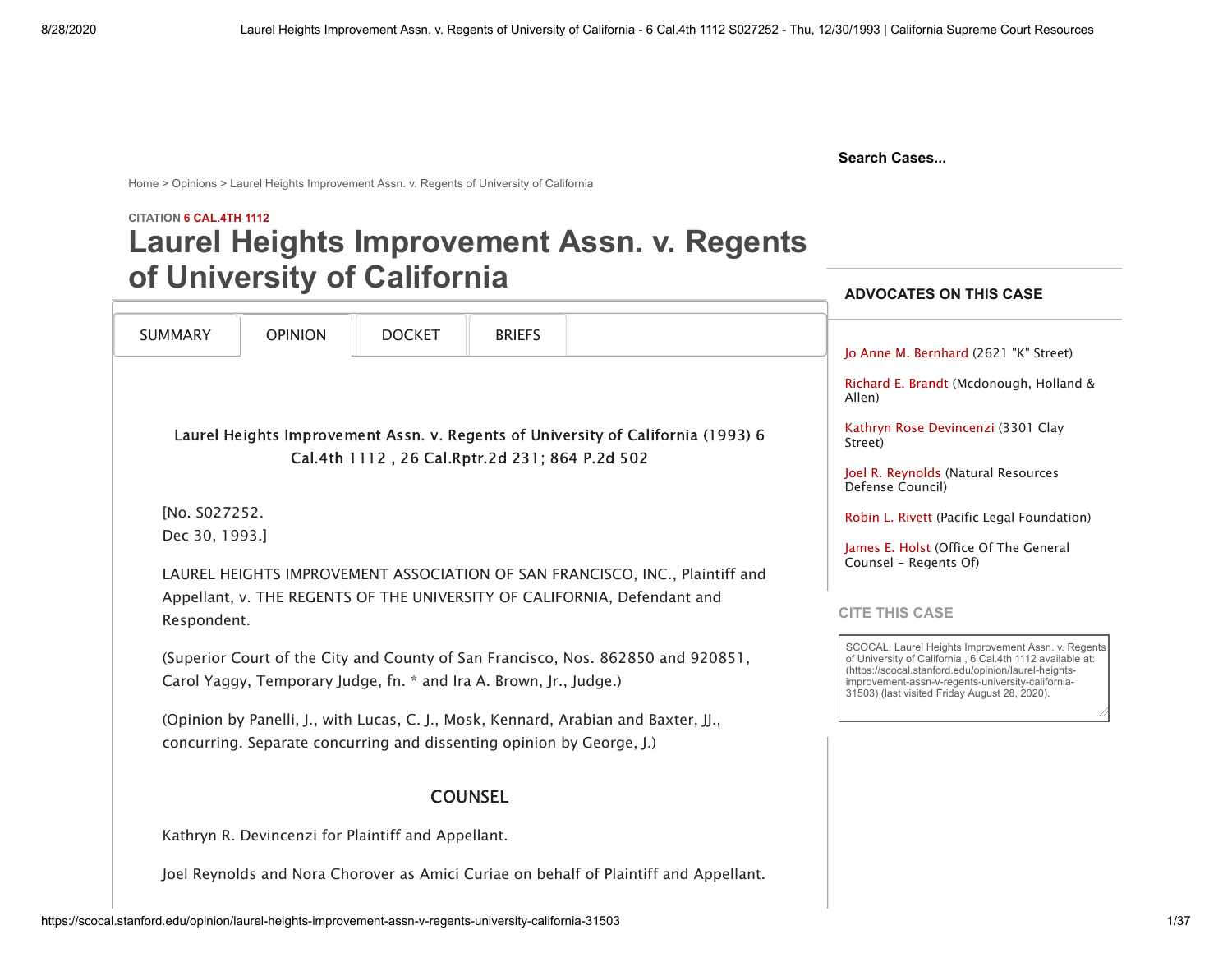Home > Opinions > Laurel Heights Improvement Assn. v. Regents of University of California

CITATION **6 CAL.4TH 1112**

# Laurel Heights Improvement Assn. v. Regents of University of California

SUMMARY | OPINION | DOCKET | BRIEFS

Laurel Heights Improvement Assn. v. Regents of University of California (1993) 6 Cal.4th 1112 , 26 Cal.Rptr.2d 231; 864 P.2d 502

[No. S027252.
Dec 30, 1993.]

LAUREL HEIGHTS IMPROVEMENT ASSOCIATION OF SAN FRANCISCO, INC., Plaintiff and Appellant, v. THE REGENTS OF THE UNIVERSITY OF CALIFORNIA, Defendant and Respondent.

(Superior Court of the City and County of San Francisco, Nos. 862850 and 920851, Carol Yaggy, Temporary Judge, fn. * and Ira A. Brown, Jr., Judge.)

(Opinion by Panelli, J., with Lucas, C. J., Mosk, Kennard, Arabian and Baxter, JJ., concurring. Separate concurring and dissenting opinion by George, J.)

## COUNSEL

Kathryn R. Devincenzi for Plaintiff and Appellant.

Joel Reynolds and Nora Chorover as Amici Curiae on behalf of Plaintiff and Appellant.

## ADVOCATES ON THIS CASE

Jo Anne M. Bernhard (2621 "K" Street)

Richard E. Brandt (Mcdonough, Holland & Allen)

Kathryn Rose Devincenzi (3301 Clay Street)

Joel R. Reynolds (Natural Resources Defense Council)

Robin L. Rivett (Pacific Legal Foundation)

James E. Holst (Office Of The General Counsel - Regents Of)

## CITE THIS CASE

SCOCAL, Laurel Heights Improvement Assn. v. Regents of University of California , 6 Cal.4th 1112 available at: (https://scocal.stanford.edu/opinion/laurel-heights-improvement-assn-v-regents-university-california-31503) (last visited Friday August 28, 2020).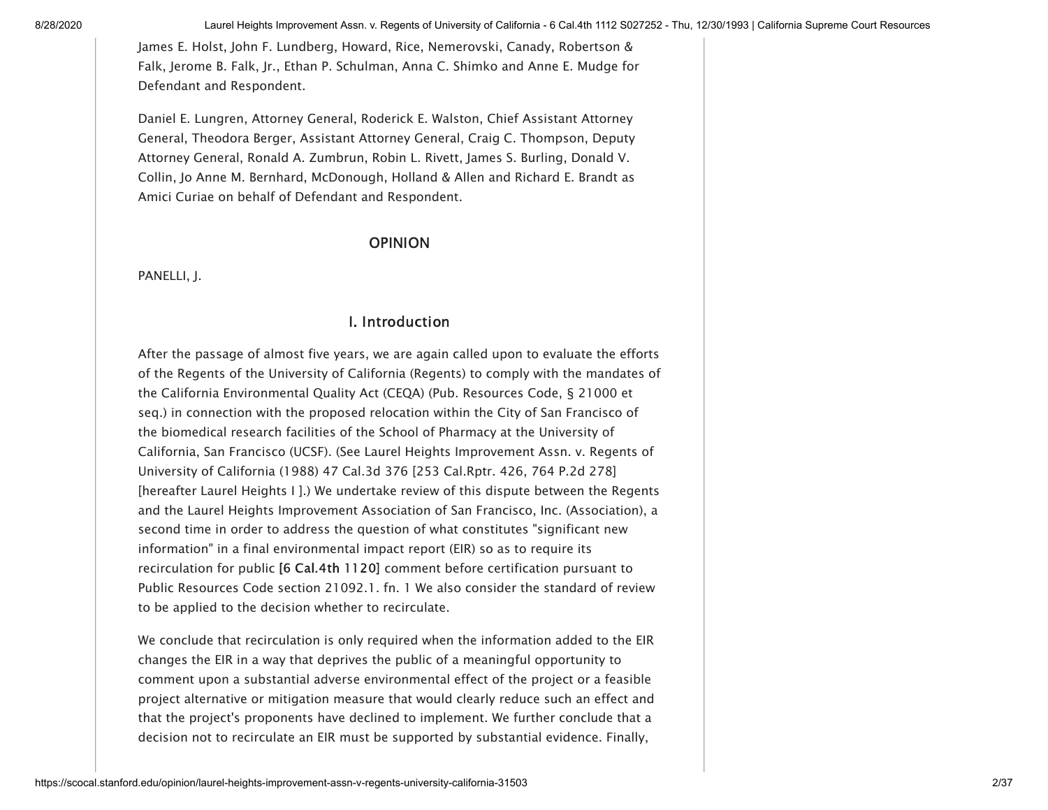James E. Holst, John F. Lundberg, Howard, Rice, Nemerovski, Canady, Robertson & Falk, Jerome B. Falk, Jr., Ethan P. Schulman, Anna C. Shimko and Anne E. Mudge for Defendant and Respondent.

Daniel E. Lungren, Attorney General, Roderick E. Walston, Chief Assistant Attorney General, Theodora Berger, Assistant Attorney General, Craig C. Thompson, Deputy Attorney General, Ronald A. Zumbrun, Robin L. Rivett, James S. Burling, Donald V. Collin, Jo Anne M. Bernhard, McDonough, Holland & Allen and Richard E. Brandt as Amici Curiae on behalf of Defendant and Respondent.

## OPINION

PANELLI, J.

### I. Introduction

After the passage of almost five years, we are again called upon to evaluate the efforts of the Regents of the University of California (Regents) to comply with the mandates of the California Environmental Quality Act (CEQA) (Pub. Resources Code, § 21000 et seq.) in connection with the proposed relocation within the City of San Francisco of the biomedical research facilities of the School of Pharmacy at the University of California, San Francisco (UCSF). (See Laurel Heights Improvement Assn. v. Regents of University of California (1988) 47 Cal.3d 376 [253 Cal.Rptr. 426, 764 P.2d 278] [hereafter Laurel Heights I ].) We undertake review of this dispute between the Regents and the Laurel Heights Improvement Association of San Francisco, Inc. (Association), a second time in order to address the question of what constitutes "significant new information" in a final environmental impact report (EIR) so as to require its recirculation for public **[6 Cal.4th 1120]** comment before certification pursuant to Public Resources Code section 21092.1. fn. 1 We also consider the standard of review to be applied to the decision whether to recirculate.

We conclude that recirculation is only required when the information added to the EIR changes the EIR in a way that deprives the public of a meaningful opportunity to comment upon a substantial adverse environmental effect of the project or a feasible project alternative or mitigation measure that would clearly reduce such an effect and that the project's proponents have declined to implement. We further conclude that a decision not to recirculate an EIR must be supported by substantial evidence. Finally,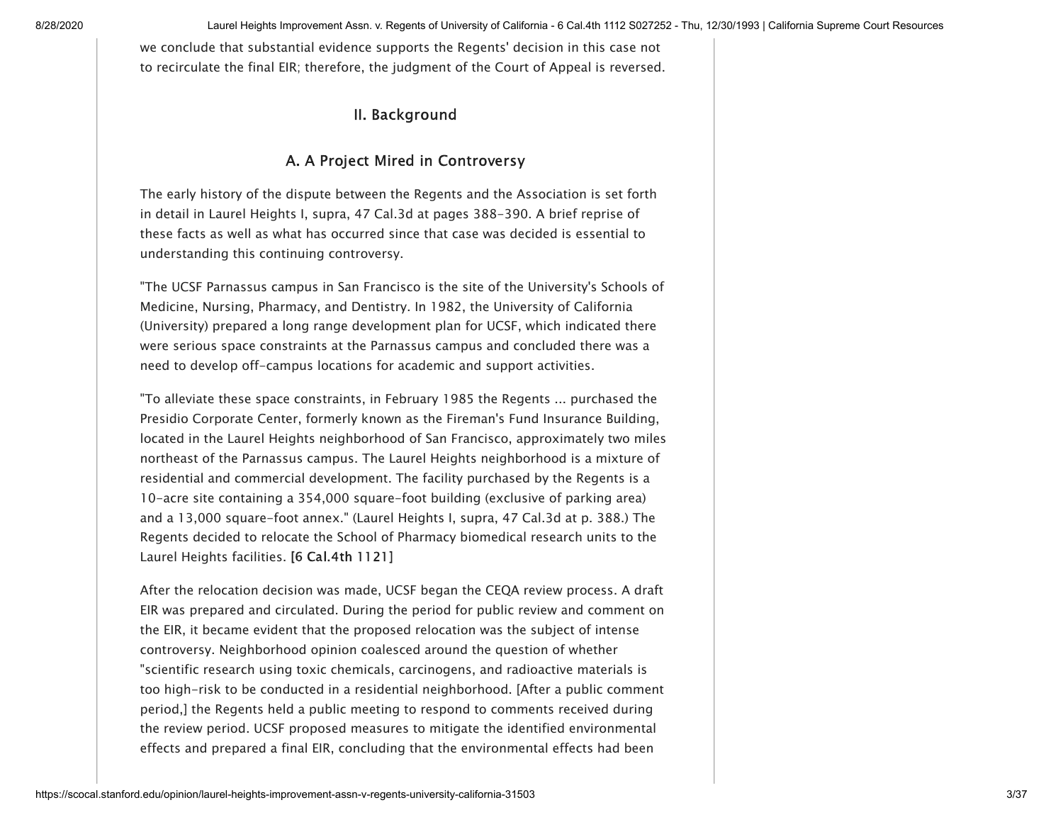we conclude that substantial evidence supports the Regents' decision in this case not to recirculate the final EIR; therefore, the judgment of the Court of Appeal is reversed.

## II. Background

### A. A Project Mired in Controversy

The early history of the dispute between the Regents and the Association is set forth in detail in Laurel Heights I, supra, 47 Cal.3d at pages 388-390. A brief reprise of these facts as well as what has occurred since that case was decided is essential to understanding this continuing controversy.

"The UCSF Parnassus campus in San Francisco is the site of the University's Schools of Medicine, Nursing, Pharmacy, and Dentistry. In 1982, the University of California (University) prepared a long range development plan for UCSF, which indicated there were serious space constraints at the Parnassus campus and concluded there was a need to develop off-campus locations for academic and support activities.

"To alleviate these space constraints, in February 1985 the Regents ... purchased the Presidio Corporate Center, formerly known as the Fireman's Fund Insurance Building, located in the Laurel Heights neighborhood of San Francisco, approximately two miles northeast of the Parnassus campus. The Laurel Heights neighborhood is a mixture of residential and commercial development. The facility purchased by the Regents is a 10-acre site containing a 354,000 square-foot building (exclusive of parking area) and a 13,000 square-foot annex." (Laurel Heights I, supra, 47 Cal.3d at p. 388.) The Regents decided to relocate the School of Pharmacy biomedical research units to the Laurel Heights facilities. **[6 Cal.4th 1121]**

After the relocation decision was made, UCSF began the CEQA review process. A draft EIR was prepared and circulated. During the period for public review and comment on the EIR, it became evident that the proposed relocation was the subject of intense controversy. Neighborhood opinion coalesced around the question of whether "scientific research using toxic chemicals, carcinogens, and radioactive materials is too high-risk to be conducted in a residential neighborhood. [After a public comment period,] the Regents held a public meeting to respond to comments received during the review period. UCSF proposed measures to mitigate the identified environmental effects and prepared a final EIR, concluding that the environmental effects had been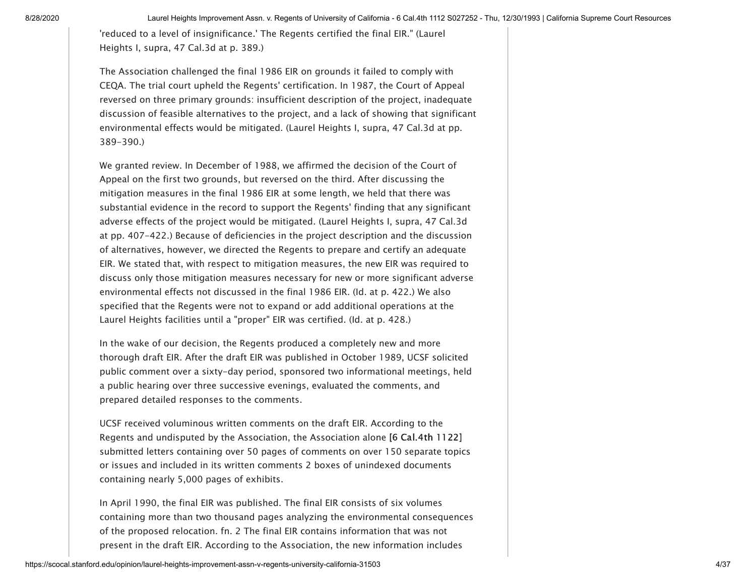'reduced to a level of insignificance.' The Regents certified the final EIR." (Laurel Heights I, supra, 47 Cal.3d at p. 389.)

The Association challenged the final 1986 EIR on grounds it failed to comply with CEQA. The trial court upheld the Regents' certification. In 1987, the Court of Appeal reversed on three primary grounds: insufficient description of the project, inadequate discussion of feasible alternatives to the project, and a lack of showing that significant environmental effects would be mitigated. (Laurel Heights I, supra, 47 Cal.3d at pp. 389-390.)

We granted review. In December of 1988, we affirmed the decision of the Court of Appeal on the first two grounds, but reversed on the third. After discussing the mitigation measures in the final 1986 EIR at some length, we held that there was substantial evidence in the record to support the Regents' finding that any significant adverse effects of the project would be mitigated. (Laurel Heights I, supra, 47 Cal.3d at pp. 407-422.) Because of deficiencies in the project description and the discussion of alternatives, however, we directed the Regents to prepare and certify an adequate EIR. We stated that, with respect to mitigation measures, the new EIR was required to discuss only those mitigation measures necessary for new or more significant adverse environmental effects not discussed in the final 1986 EIR. (Id. at p. 422.) We also specified that the Regents were not to expand or add additional operations at the Laurel Heights facilities until a "proper" EIR was certified. (Id. at p. 428.)

In the wake of our decision, the Regents produced a completely new and more thorough draft EIR. After the draft EIR was published in October 1989, UCSF solicited public comment over a sixty-day period, sponsored two informational meetings, held a public hearing over three successive evenings, evaluated the comments, and prepared detailed responses to the comments.

UCSF received voluminous written comments on the draft EIR. According to the Regents and undisputed by the Association, the Association alone **[6 Cal.4th 1122]** submitted letters containing over 50 pages of comments on over 150 separate topics or issues and included in its written comments 2 boxes of unindexed documents containing nearly 5,000 pages of exhibits.

In April 1990, the final EIR was published. The final EIR consists of six volumes containing more than two thousand pages analyzing the environmental consequences of the proposed relocation. fn. 2 The final EIR contains information that was not present in the draft EIR. According to the Association, the new information includes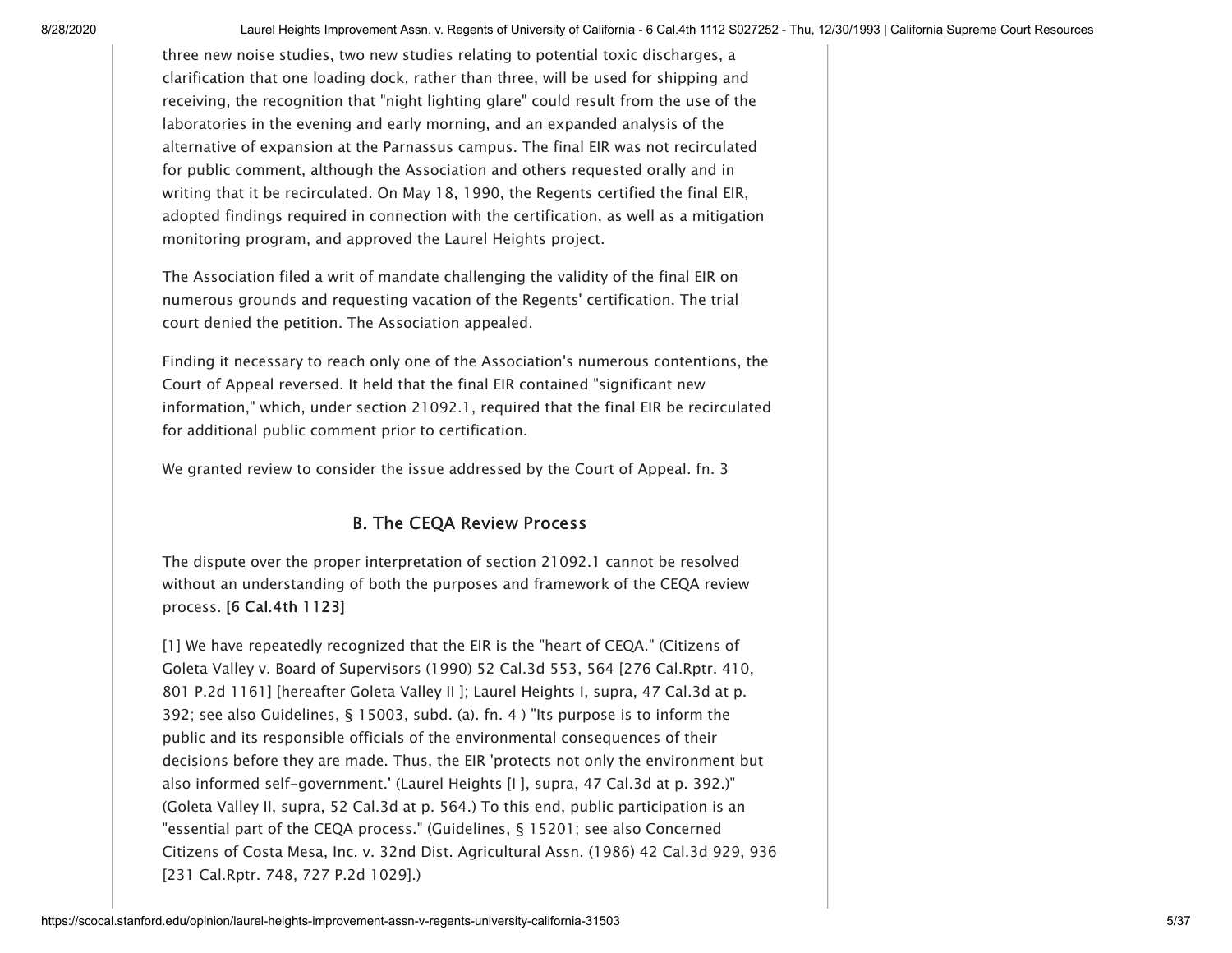three new noise studies, two new studies relating to potential toxic discharges, a clarification that one loading dock, rather than three, will be used for shipping and receiving, the recognition that "night lighting glare" could result from the use of the laboratories in the evening and early morning, and an expanded analysis of the alternative of expansion at the Parnassus campus. The final EIR was not recirculated for public comment, although the Association and others requested orally and in writing that it be recirculated. On May 18, 1990, the Regents certified the final EIR, adopted findings required in connection with the certification, as well as a mitigation monitoring program, and approved the Laurel Heights project.

The Association filed a writ of mandate challenging the validity of the final EIR on numerous grounds and requesting vacation of the Regents' certification. The trial court denied the petition. The Association appealed.

Finding it necessary to reach only one of the Association's numerous contentions, the Court of Appeal reversed. It held that the final EIR contained "significant new information," which, under section 21092.1, required that the final EIR be recirculated for additional public comment prior to certification.

We granted review to consider the issue addressed by the Court of Appeal. fn. 3

### B. The CEQA Review Process

The dispute over the proper interpretation of section 21092.1 cannot be resolved without an understanding of both the purposes and framework of the CEQA review process. **[6 Cal.4th 1123]**

[1] We have repeatedly recognized that the EIR is the "heart of CEQA." (Citizens of Goleta Valley v. Board of Supervisors (1990) 52 Cal.3d 553, 564 [276 Cal.Rptr. 410, 801 P.2d 1161] [hereafter Goleta Valley II ]; Laurel Heights I, supra, 47 Cal.3d at p. 392; see also Guidelines, § 15003, subd. (a). fn. 4 ) "Its purpose is to inform the public and its responsible officials of the environmental consequences of their decisions before they are made. Thus, the EIR 'protects not only the environment but also informed self-government.' (Laurel Heights [I ], supra, 47 Cal.3d at p. 392.)" (Goleta Valley II, supra, 52 Cal.3d at p. 564.) To this end, public participation is an "essential part of the CEQA process." (Guidelines, § 15201; see also Concerned Citizens of Costa Mesa, Inc. v. 32nd Dist. Agricultural Assn. (1986) 42 Cal.3d 929, 936 [231 Cal.Rptr. 748, 727 P.2d 1029].)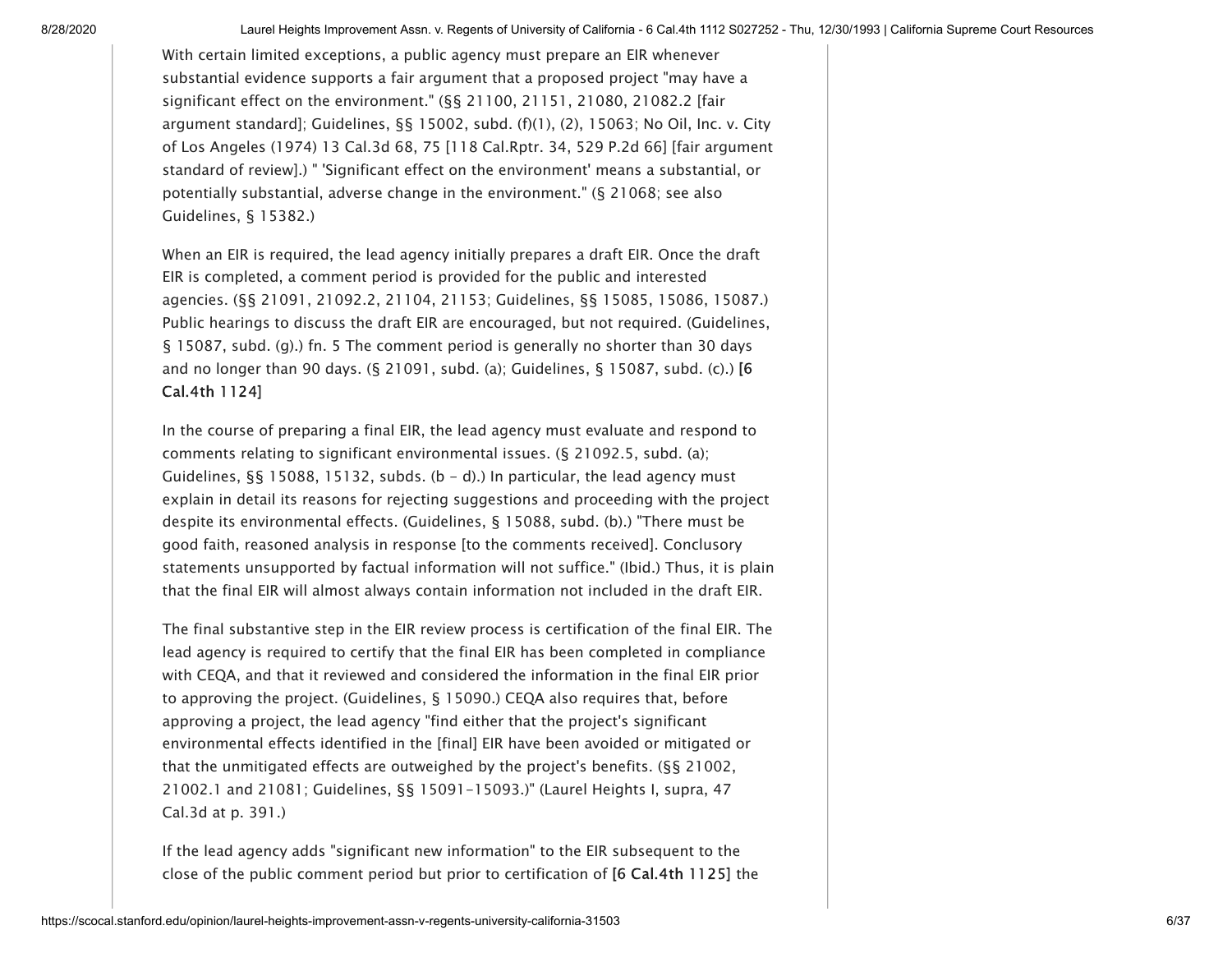With certain limited exceptions, a public agency must prepare an EIR whenever substantial evidence supports a fair argument that a proposed project "may have a significant effect on the environment." (§§ 21100, 21151, 21080, 21082.2 [fair argument standard]; Guidelines, §§ 15002, subd. (f)(1), (2), 15063; No Oil, Inc. v. City of Los Angeles (1974) 13 Cal.3d 68, 75 [118 Cal.Rptr. 34, 529 P.2d 66] [fair argument standard of review].) " 'Significant effect on the environment' means a substantial, or potentially substantial, adverse change in the environment." (§ 21068; see also Guidelines, § 15382.)

When an EIR is required, the lead agency initially prepares a draft EIR. Once the draft EIR is completed, a comment period is provided for the public and interested agencies. (§§ 21091, 21092.2, 21104, 21153; Guidelines, §§ 15085, 15086, 15087.) Public hearings to discuss the draft EIR are encouraged, but not required. (Guidelines, § 15087, subd. (g).) fn. 5 The comment period is generally no shorter than 30 days and no longer than 90 days. (§ 21091, subd. (a); Guidelines, § 15087, subd. (c).) **[6 Cal.4th 1124]**

In the course of preparing a final EIR, the lead agency must evaluate and respond to comments relating to significant environmental issues. (§ 21092.5, subd. (a); Guidelines, §§ 15088, 15132, subds. (b - d).) In particular, the lead agency must explain in detail its reasons for rejecting suggestions and proceeding with the project despite its environmental effects. (Guidelines, § 15088, subd. (b).) "There must be good faith, reasoned analysis in response [to the comments received]. Conclusory statements unsupported by factual information will not suffice." (Ibid.) Thus, it is plain that the final EIR will almost always contain information not included in the draft EIR.

The final substantive step in the EIR review process is certification of the final EIR. The lead agency is required to certify that the final EIR has been completed in compliance with CEQA, and that it reviewed and considered the information in the final EIR prior to approving the project. (Guidelines, § 15090.) CEQA also requires that, before approving a project, the lead agency "find either that the project's significant environmental effects identified in the [final] EIR have been avoided or mitigated or that the unmitigated effects are outweighed by the project's benefits. (§§ 21002, 21002.1 and 21081; Guidelines, §§ 15091-15093.)" (Laurel Heights I, supra, 47 Cal.3d at p. 391.)

If the lead agency adds "significant new information" to the EIR subsequent to the close of the public comment period but prior to certification of **[6 Cal.4th 1125]** the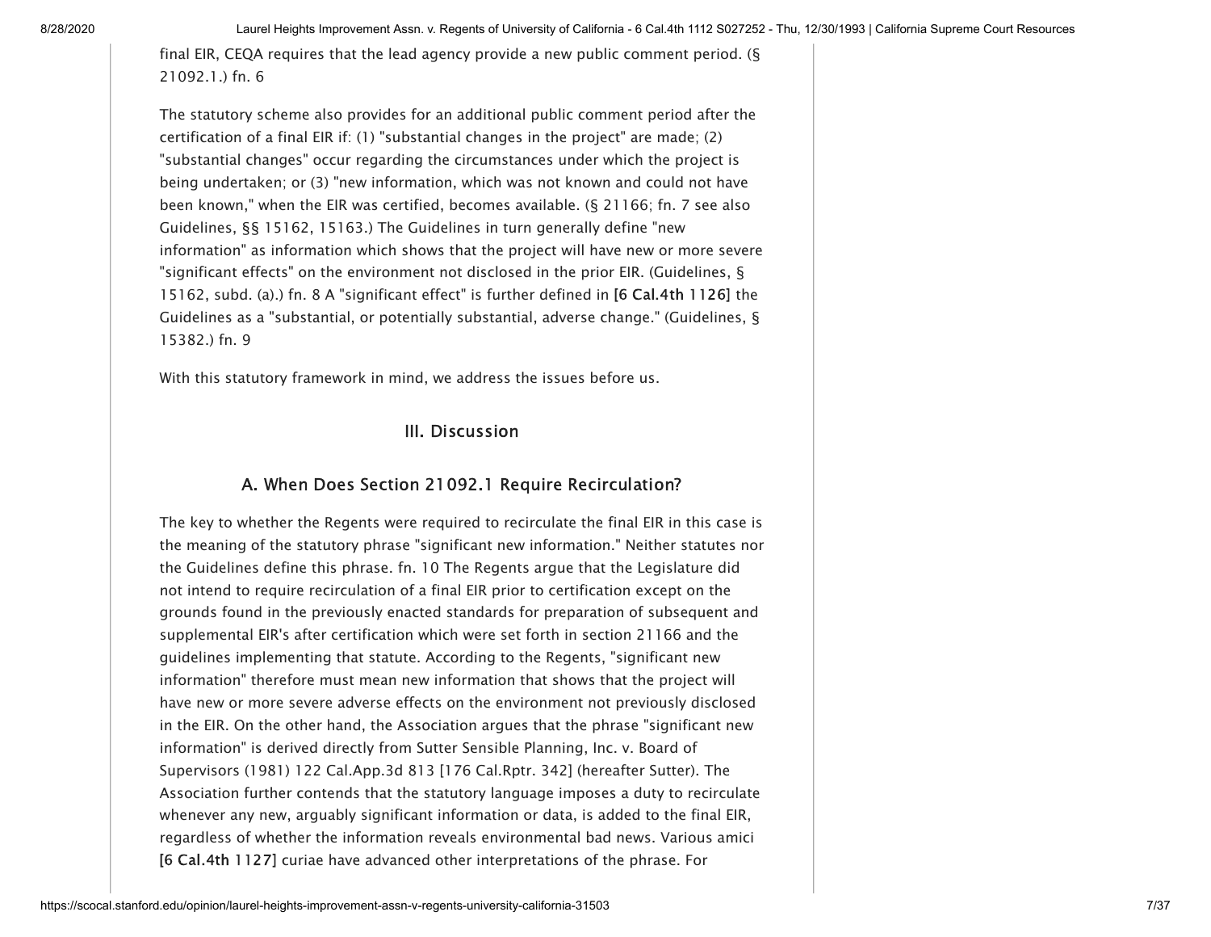final EIR, CEQA requires that the lead agency provide a new public comment period. (§ 21092.1.) fn. 6

The statutory scheme also provides for an additional public comment period after the certification of a final EIR if: (1) "substantial changes in the project" are made; (2) "substantial changes" occur regarding the circumstances under which the project is being undertaken; or (3) "new information, which was not known and could not have been known," when the EIR was certified, becomes available. (§ 21166; fn. 7 see also Guidelines, §§ 15162, 15163.) The Guidelines in turn generally define "new information" as information which shows that the project will have new or more severe "significant effects" on the environment not disclosed in the prior EIR. (Guidelines, § 15162, subd. (a).) fn. 8 A "significant effect" is further defined in **[6 Cal.4th 1126]** the Guidelines as a "substantial, or potentially substantial, adverse change." (Guidelines, § 15382.) fn. 9

With this statutory framework in mind, we address the issues before us.

## III. Discussion

### A. When Does Section 21092.1 Require Recirculation?

The key to whether the Regents were required to recirculate the final EIR in this case is the meaning of the statutory phrase "significant new information." Neither statutes nor the Guidelines define this phrase. fn. 10 The Regents argue that the Legislature did not intend to require recirculation of a final EIR prior to certification except on the grounds found in the previously enacted standards for preparation of subsequent and supplemental EIR's after certification which were set forth in section 21166 and the guidelines implementing that statute. According to the Regents, "significant new information" therefore must mean new information that shows that the project will have new or more severe adverse effects on the environment not previously disclosed in the EIR. On the other hand, the Association argues that the phrase "significant new information" is derived directly from Sutter Sensible Planning, Inc. v. Board of Supervisors (1981) 122 Cal.App.3d 813 [176 Cal.Rptr. 342] (hereafter Sutter). The Association further contends that the statutory language imposes a duty to recirculate whenever any new, arguably significant information or data, is added to the final EIR, regardless of whether the information reveals environmental bad news. Various amici **[6 Cal.4th 1127]** curiae have advanced other interpretations of the phrase. For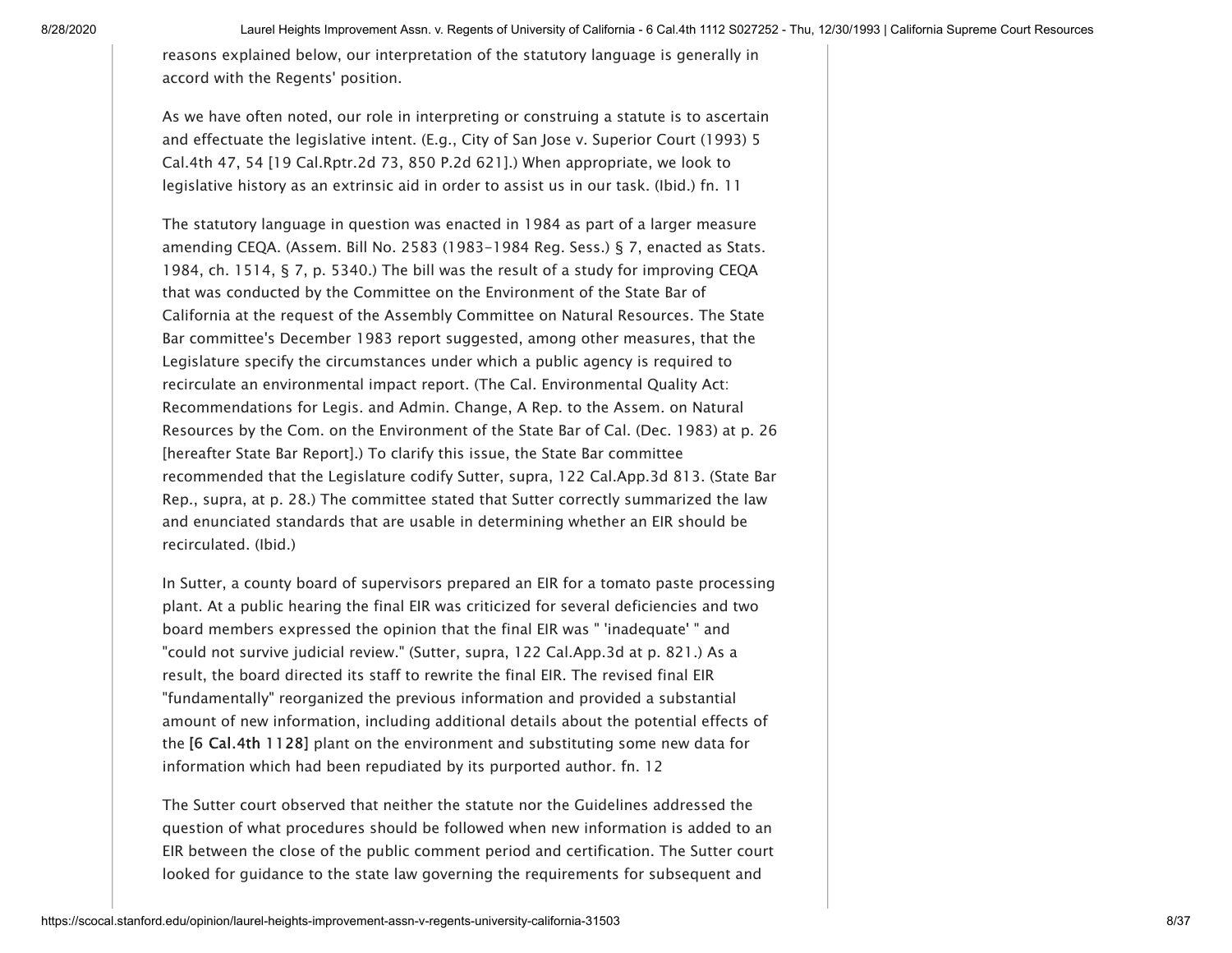reasons explained below, our interpretation of the statutory language is generally in accord with the Regents' position.

As we have often noted, our role in interpreting or construing a statute is to ascertain and effectuate the legislative intent. (E.g., City of San Jose v. Superior Court (1993) 5 Cal.4th 47, 54 [19 Cal.Rptr.2d 73, 850 P.2d 621].) When appropriate, we look to legislative history as an extrinsic aid in order to assist us in our task. (Ibid.) fn. 11

The statutory language in question was enacted in 1984 as part of a larger measure amending CEQA. (Assem. Bill No. 2583 (1983-1984 Reg. Sess.) § 7, enacted as Stats. 1984, ch. 1514, § 7, p. 5340.) The bill was the result of a study for improving CEQA that was conducted by the Committee on the Environment of the State Bar of California at the request of the Assembly Committee on Natural Resources. The State Bar committee's December 1983 report suggested, among other measures, that the Legislature specify the circumstances under which a public agency is required to recirculate an environmental impact report. (The Cal. Environmental Quality Act: Recommendations for Legis. and Admin. Change, A Rep. to the Assem. on Natural Resources by the Com. on the Environment of the State Bar of Cal. (Dec. 1983) at p. 26 [hereafter State Bar Report].) To clarify this issue, the State Bar committee recommended that the Legislature codify Sutter, supra, 122 Cal.App.3d 813. (State Bar Rep., supra, at p. 28.) The committee stated that Sutter correctly summarized the law and enunciated standards that are usable in determining whether an EIR should be recirculated. (Ibid.)

In Sutter, a county board of supervisors prepared an EIR for a tomato paste processing plant. At a public hearing the final EIR was criticized for several deficiencies and two board members expressed the opinion that the final EIR was " 'inadequate' " and "could not survive judicial review." (Sutter, supra, 122 Cal.App.3d at p. 821.) As a result, the board directed its staff to rewrite the final EIR. The revised final EIR "fundamentally" reorganized the previous information and provided a substantial amount of new information, including additional details about the potential effects of the [6 Cal.4th 1128] plant on the environment and substituting some new data for information which had been repudiated by its purported author. fn. 12

The Sutter court observed that neither the statute nor the Guidelines addressed the question of what procedures should be followed when new information is added to an EIR between the close of the public comment period and certification. The Sutter court looked for guidance to the state law governing the requirements for subsequent and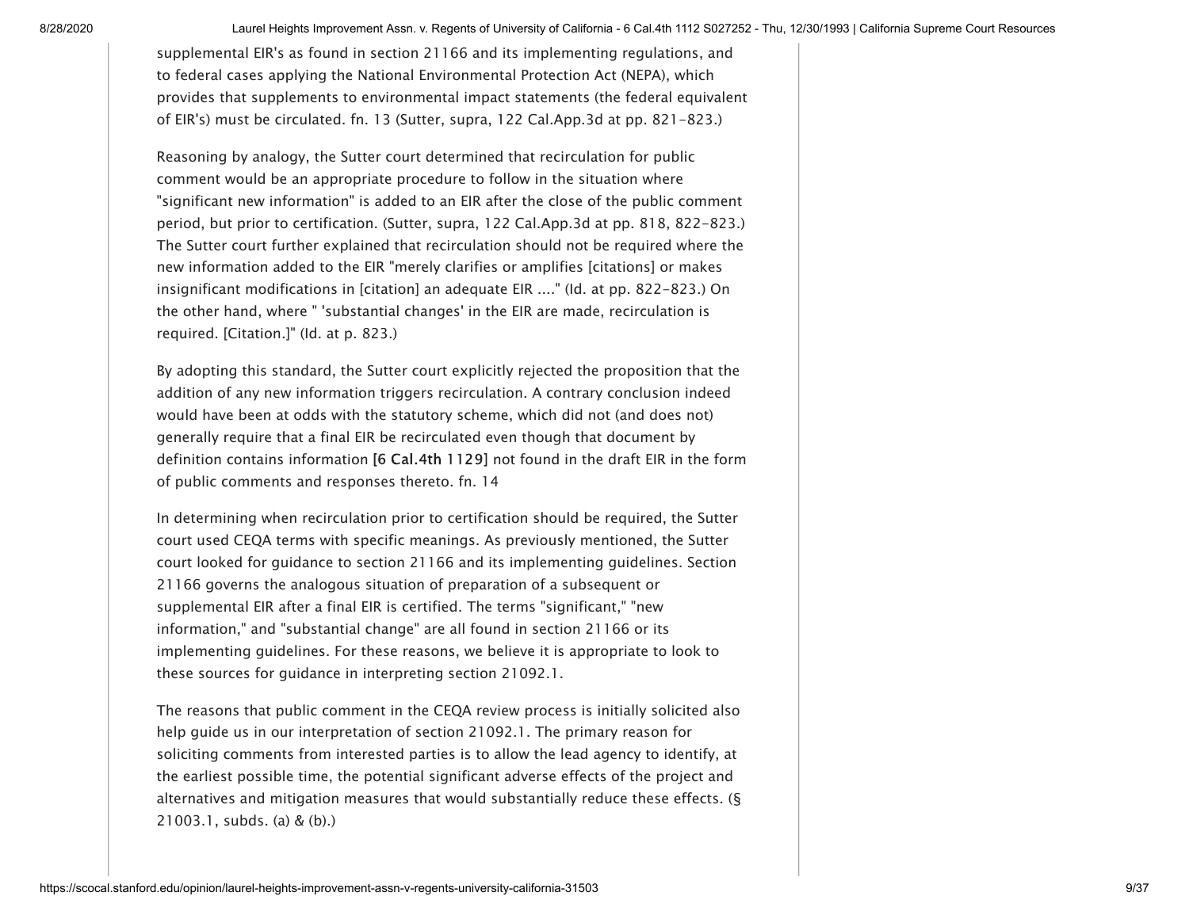supplemental EIR's as found in section 21166 and its implementing regulations, and to federal cases applying the National Environmental Protection Act (NEPA), which provides that supplements to environmental impact statements (the federal equivalent of EIR's) must be circulated. fn. 13 (Sutter, supra, 122 Cal.App.3d at pp. 821-823.)

Reasoning by analogy, the Sutter court determined that recirculation for public comment would be an appropriate procedure to follow in the situation where "significant new information" is added to an EIR after the close of the public comment period, but prior to certification. (Sutter, supra, 122 Cal.App.3d at pp. 818, 822-823.) The Sutter court further explained that recirculation should not be required where the new information added to the EIR "merely clarifies or amplifies [citations] or makes insignificant modifications in [citation] an adequate EIR ...." (Id. at pp. 822-823.) On the other hand, where " 'substantial changes' in the EIR are made, recirculation is required. [Citation.]" (Id. at p. 823.)

By adopting this standard, the Sutter court explicitly rejected the proposition that the addition of any new information triggers recirculation. A contrary conclusion indeed would have been at odds with the statutory scheme, which did not (and does not) generally require that a final EIR be recirculated even though that document by definition contains information **[6 Cal.4th 1129]** not found in the draft EIR in the form of public comments and responses thereto. fn. 14

In determining when recirculation prior to certification should be required, the Sutter court used CEQA terms with specific meanings. As previously mentioned, the Sutter court looked for guidance to section 21166 and its implementing guidelines. Section 21166 governs the analogous situation of preparation of a subsequent or supplemental EIR after a final EIR is certified. The terms "significant," "new information," and "substantial change" are all found in section 21166 or its implementing guidelines. For these reasons, we believe it is appropriate to look to these sources for guidance in interpreting section 21092.1.

The reasons that public comment in the CEQA review process is initially solicited also help guide us in our interpretation of section 21092.1. The primary reason for soliciting comments from interested parties is to allow the lead agency to identify, at the earliest possible time, the potential significant adverse effects of the project and alternatives and mitigation measures that would substantially reduce these effects. (§ 21003.1, subds. (a) & (b).)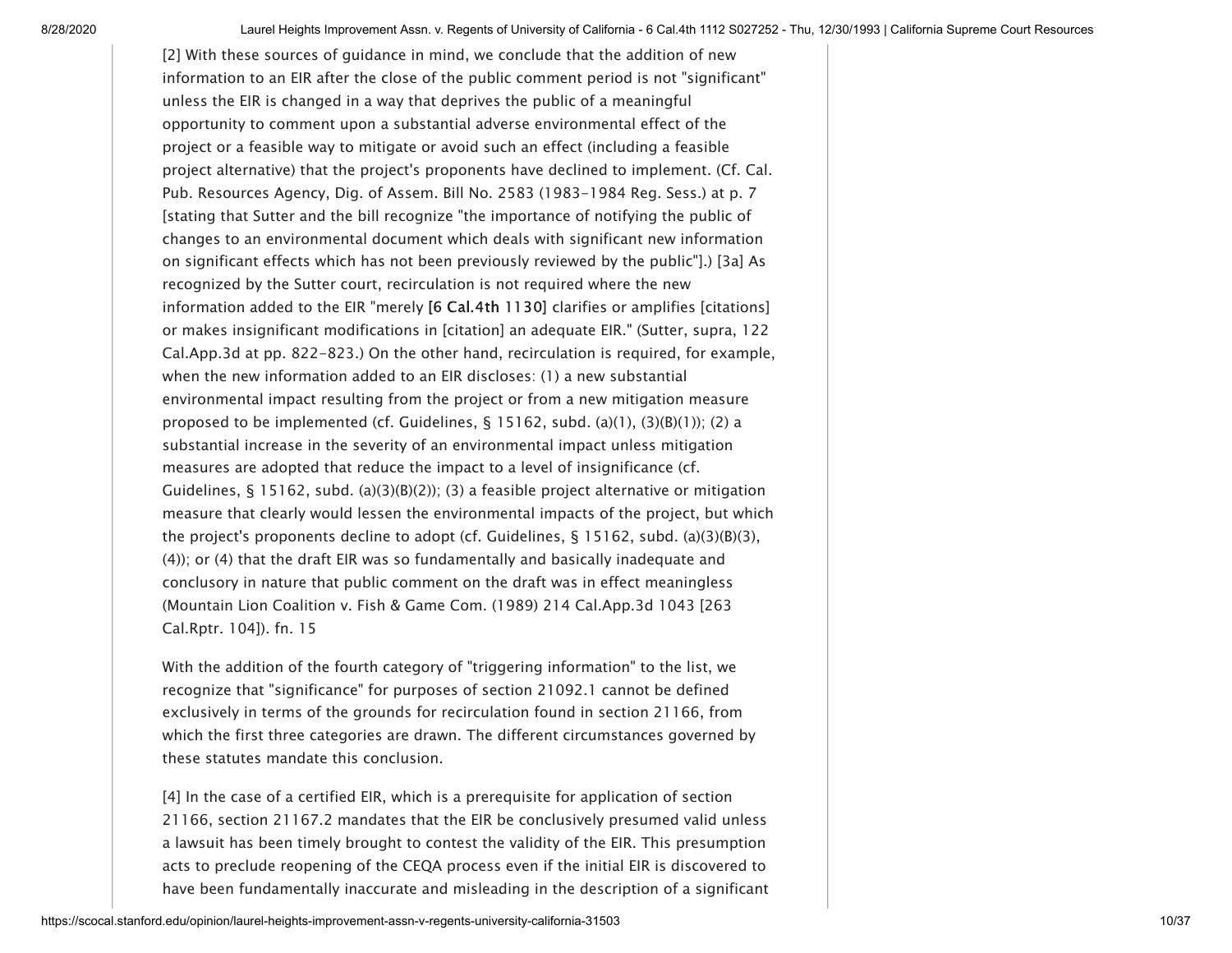[2] With these sources of guidance in mind, we conclude that the addition of new information to an EIR after the close of the public comment period is not "significant" unless the EIR is changed in a way that deprives the public of a meaningful opportunity to comment upon a substantial adverse environmental effect of the project or a feasible way to mitigate or avoid such an effect (including a feasible project alternative) that the project's proponents have declined to implement. (Cf. Cal. Pub. Resources Agency, Dig. of Assem. Bill No. 2583 (1983-1984 Reg. Sess.) at p. 7 [stating that Sutter and the bill recognize "the importance of notifying the public of changes to an environmental document which deals with significant new information on significant effects which has not been previously reviewed by the public"].) [3a] As recognized by the Sutter court, recirculation is not required where the new information added to the EIR "merely **[6 Cal.4th 1130]** clarifies or amplifies [citations] or makes insignificant modifications in [citation] an adequate EIR." (Sutter, supra, 122 Cal.App.3d at pp. 822-823.) On the other hand, recirculation is required, for example, when the new information added to an EIR discloses: (1) a new substantial environmental impact resulting from the project or from a new mitigation measure proposed to be implemented (cf. Guidelines, § 15162, subd. (a)(1), (3)(B)(1)); (2) a substantial increase in the severity of an environmental impact unless mitigation measures are adopted that reduce the impact to a level of insignificance (cf. Guidelines, § 15162, subd. (a)(3)(B)(2)); (3) a feasible project alternative or mitigation measure that clearly would lessen the environmental impacts of the project, but which the project's proponents decline to adopt (cf. Guidelines, § 15162, subd. (a)(3)(B)(3), (4)); or (4) that the draft EIR was so fundamentally and basically inadequate and conclusory in nature that public comment on the draft was in effect meaningless (Mountain Lion Coalition v. Fish & Game Com. (1989) 214 Cal.App.3d 1043 [263 Cal.Rptr. 104]). fn. 15

With the addition of the fourth category of "triggering information" to the list, we recognize that "significance" for purposes of section 21092.1 cannot be defined exclusively in terms of the grounds for recirculation found in section 21166, from which the first three categories are drawn. The different circumstances governed by these statutes mandate this conclusion.

[4] In the case of a certified EIR, which is a prerequisite for application of section 21166, section 21167.2 mandates that the EIR be conclusively presumed valid unless a lawsuit has been timely brought to contest the validity of the EIR. This presumption acts to preclude reopening of the CEQA process even if the initial EIR is discovered to have been fundamentally inaccurate and misleading in the description of a significant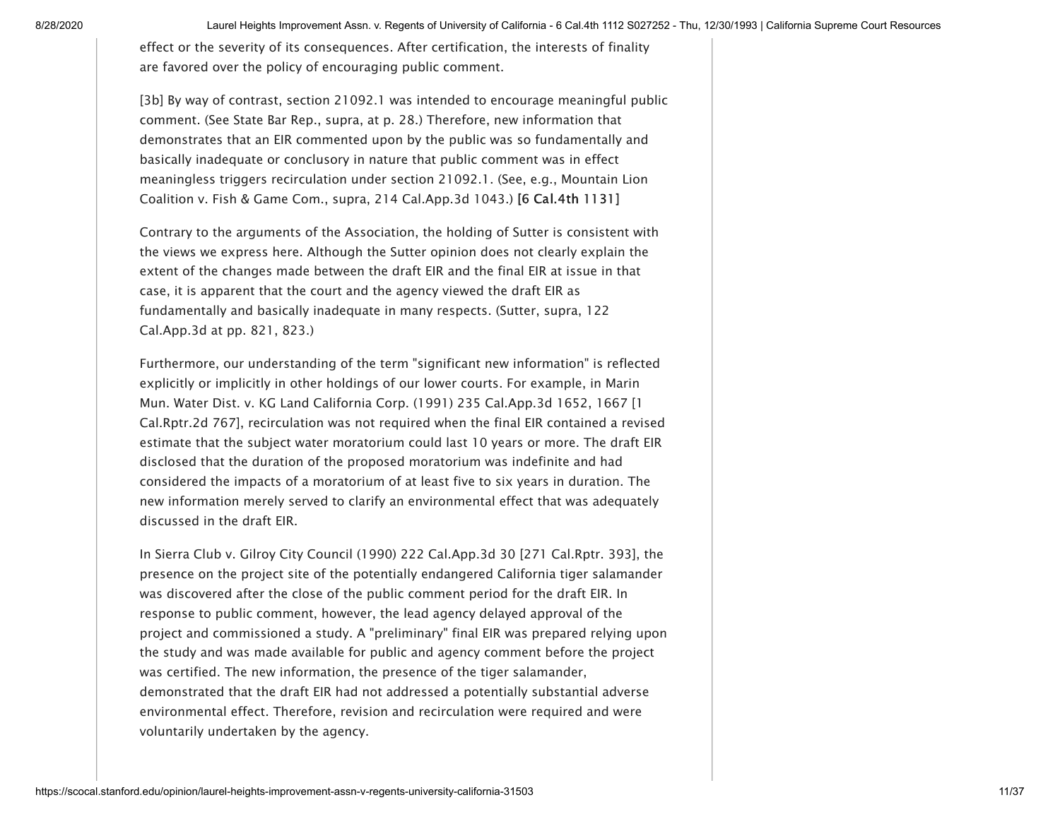effect or the severity of its consequences. After certification, the interests of finality are favored over the policy of encouraging public comment.

[3b] By way of contrast, section 21092.1 was intended to encourage meaningful public comment. (See State Bar Rep., supra, at p. 28.) Therefore, new information that demonstrates that an EIR commented upon by the public was so fundamentally and basically inadequate or conclusory in nature that public comment was in effect meaningless triggers recirculation under section 21092.1. (See, e.g., Mountain Lion Coalition v. Fish & Game Com., supra, 214 Cal.App.3d 1043.) **[6 Cal.4th 1131]**

Contrary to the arguments of the Association, the holding of Sutter is consistent with the views we express here. Although the Sutter opinion does not clearly explain the extent of the changes made between the draft EIR and the final EIR at issue in that case, it is apparent that the court and the agency viewed the draft EIR as fundamentally and basically inadequate in many respects. (Sutter, supra, 122 Cal.App.3d at pp. 821, 823.)

Furthermore, our understanding of the term "significant new information" is reflected explicitly or implicitly in other holdings of our lower courts. For example, in Marin Mun. Water Dist. v. KG Land California Corp. (1991) 235 Cal.App.3d 1652, 1667 [1 Cal.Rptr.2d 767], recirculation was not required when the final EIR contained a revised estimate that the subject water moratorium could last 10 years or more. The draft EIR disclosed that the duration of the proposed moratorium was indefinite and had considered the impacts of a moratorium of at least five to six years in duration. The new information merely served to clarify an environmental effect that was adequately discussed in the draft EIR.

In Sierra Club v. Gilroy City Council (1990) 222 Cal.App.3d 30 [271 Cal.Rptr. 393], the presence on the project site of the potentially endangered California tiger salamander was discovered after the close of the public comment period for the draft EIR. In response to public comment, however, the lead agency delayed approval of the project and commissioned a study. A "preliminary" final EIR was prepared relying upon the study and was made available for public and agency comment before the project was certified. The new information, the presence of the tiger salamander, demonstrated that the draft EIR had not addressed a potentially substantial adverse environmental effect. Therefore, revision and recirculation were required and were voluntarily undertaken by the agency.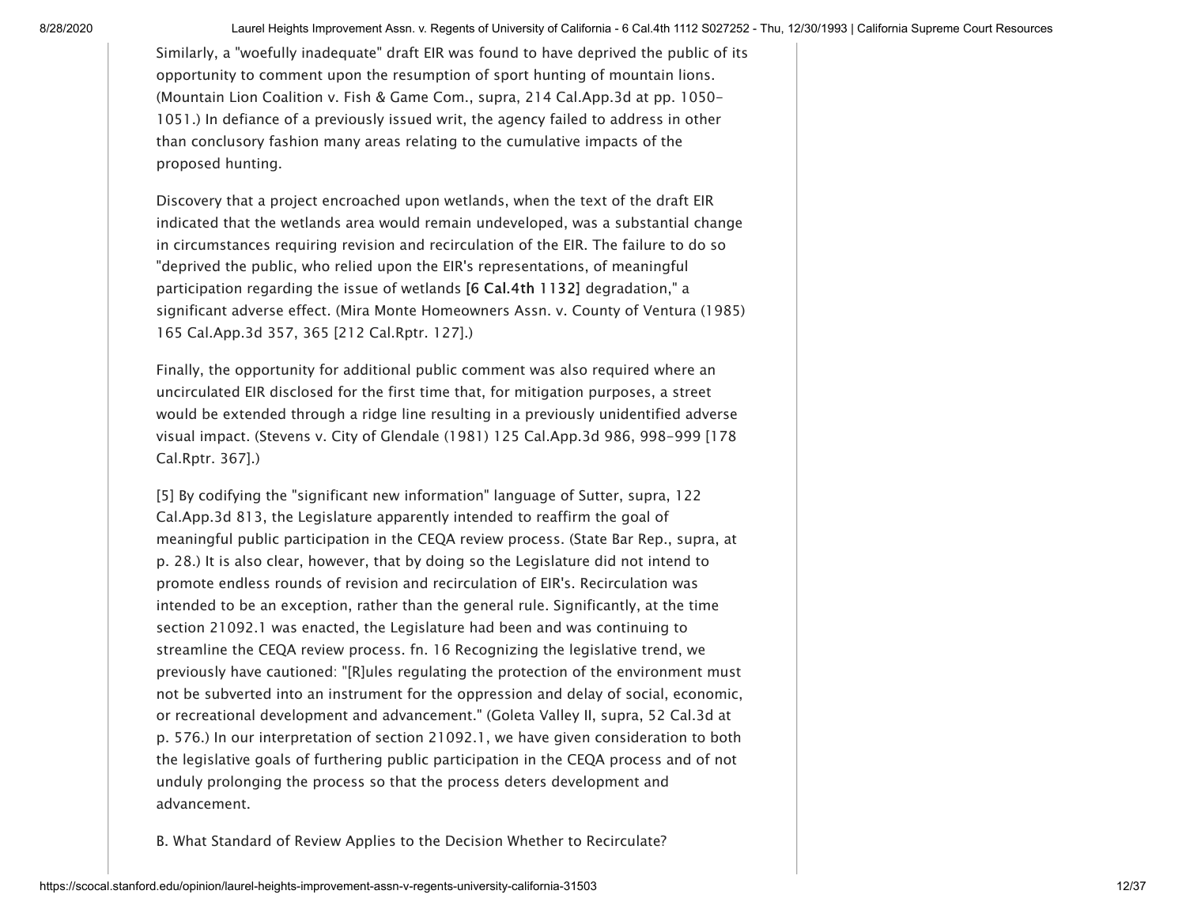Similarly, a "woefully inadequate" draft EIR was found to have deprived the public of its opportunity to comment upon the resumption of sport hunting of mountain lions. (Mountain Lion Coalition v. Fish & Game Com., supra, 214 Cal.App.3d at pp. 1050-1051.) In defiance of a previously issued writ, the agency failed to address in other than conclusory fashion many areas relating to the cumulative impacts of the proposed hunting.

Discovery that a project encroached upon wetlands, when the text of the draft EIR indicated that the wetlands area would remain undeveloped, was a substantial change in circumstances requiring revision and recirculation of the EIR. The failure to do so "deprived the public, who relied upon the EIR's representations, of meaningful participation regarding the issue of wetlands **[6 Cal.4th 1132]** degradation," a significant adverse effect. (Mira Monte Homeowners Assn. v. County of Ventura (1985) 165 Cal.App.3d 357, 365 [212 Cal.Rptr. 127].)

Finally, the opportunity for additional public comment was also required where an uncirculated EIR disclosed for the first time that, for mitigation purposes, a street would be extended through a ridge line resulting in a previously unidentified adverse visual impact. (Stevens v. City of Glendale (1981) 125 Cal.App.3d 986, 998-999 [178 Cal.Rptr. 367].)

[5] By codifying the "significant new information" language of Sutter, supra, 122 Cal.App.3d 813, the Legislature apparently intended to reaffirm the goal of meaningful public participation in the CEQA review process. (State Bar Rep., supra, at p. 28.) It is also clear, however, that by doing so the Legislature did not intend to promote endless rounds of revision and recirculation of EIR's. Recirculation was intended to be an exception, rather than the general rule. Significantly, at the time section 21092.1 was enacted, the Legislature had been and was continuing to streamline the CEQA review process. fn. 16 Recognizing the legislative trend, we previously have cautioned: "[R]ules regulating the protection of the environment must not be subverted into an instrument for the oppression and delay of social, economic, or recreational development and advancement." (Goleta Valley II, supra, 52 Cal.3d at p. 576.) In our interpretation of section 21092.1, we have given consideration to both the legislative goals of furthering public participation in the CEQA process and of not unduly prolonging the process so that the process deters development and advancement.

B. What Standard of Review Applies to the Decision Whether to Recirculate?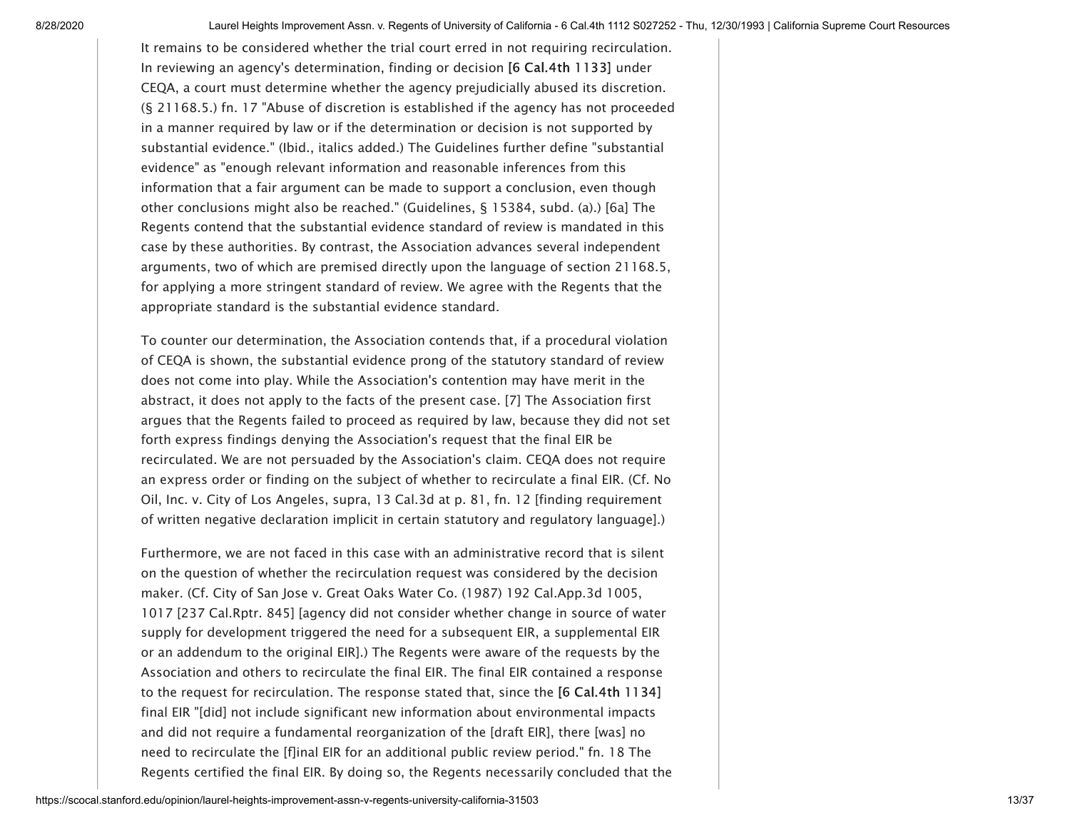It remains to be considered whether the trial court erred in not requiring recirculation. In reviewing an agency's determination, finding or decision **[6 Cal.4th 1133]** under CEQA, a court must determine whether the agency prejudicially abused its discretion. (§ 21168.5.) fn. 17 "Abuse of discretion is established if the agency has not proceeded in a manner required by law or if the determination or decision is not supported by substantial evidence." (Ibid., italics added.) The Guidelines further define "substantial evidence" as "enough relevant information and reasonable inferences from this information that a fair argument can be made to support a conclusion, even though other conclusions might also be reached." (Guidelines, § 15384, subd. (a).) [6a] The Regents contend that the substantial evidence standard of review is mandated in this case by these authorities. By contrast, the Association advances several independent arguments, two of which are premised directly upon the language of section 21168.5, for applying a more stringent standard of review. We agree with the Regents that the appropriate standard is the substantial evidence standard.

To counter our determination, the Association contends that, if a procedural violation of CEQA is shown, the substantial evidence prong of the statutory standard of review does not come into play. While the Association's contention may have merit in the abstract, it does not apply to the facts of the present case. [7] The Association first argues that the Regents failed to proceed as required by law, because they did not set forth express findings denying the Association's request that the final EIR be recirculated. We are not persuaded by the Association's claim. CEQA does not require an express order or finding on the subject of whether to recirculate a final EIR. (Cf. No Oil, Inc. v. City of Los Angeles, supra, 13 Cal.3d at p. 81, fn. 12 [finding requirement of written negative declaration implicit in certain statutory and regulatory language].)

Furthermore, we are not faced in this case with an administrative record that is silent on the question of whether the recirculation request was considered by the decision maker. (Cf. City of San Jose v. Great Oaks Water Co. (1987) 192 Cal.App.3d 1005, 1017 [237 Cal.Rptr. 845] [agency did not consider whether change in source of water supply for development triggered the need for a subsequent EIR, a supplemental EIR or an addendum to the original EIR].) The Regents were aware of the requests by the Association and others to recirculate the final EIR. The final EIR contained a response to the request for recirculation. The response stated that, since the **[6 Cal.4th 1134]** final EIR "[did] not include significant new information about environmental impacts and did not require a fundamental reorganization of the [draft EIR], there [was] no need to recirculate the [f]inal EIR for an additional public review period." fn. 18 The Regents certified the final EIR. By doing so, the Regents necessarily concluded that the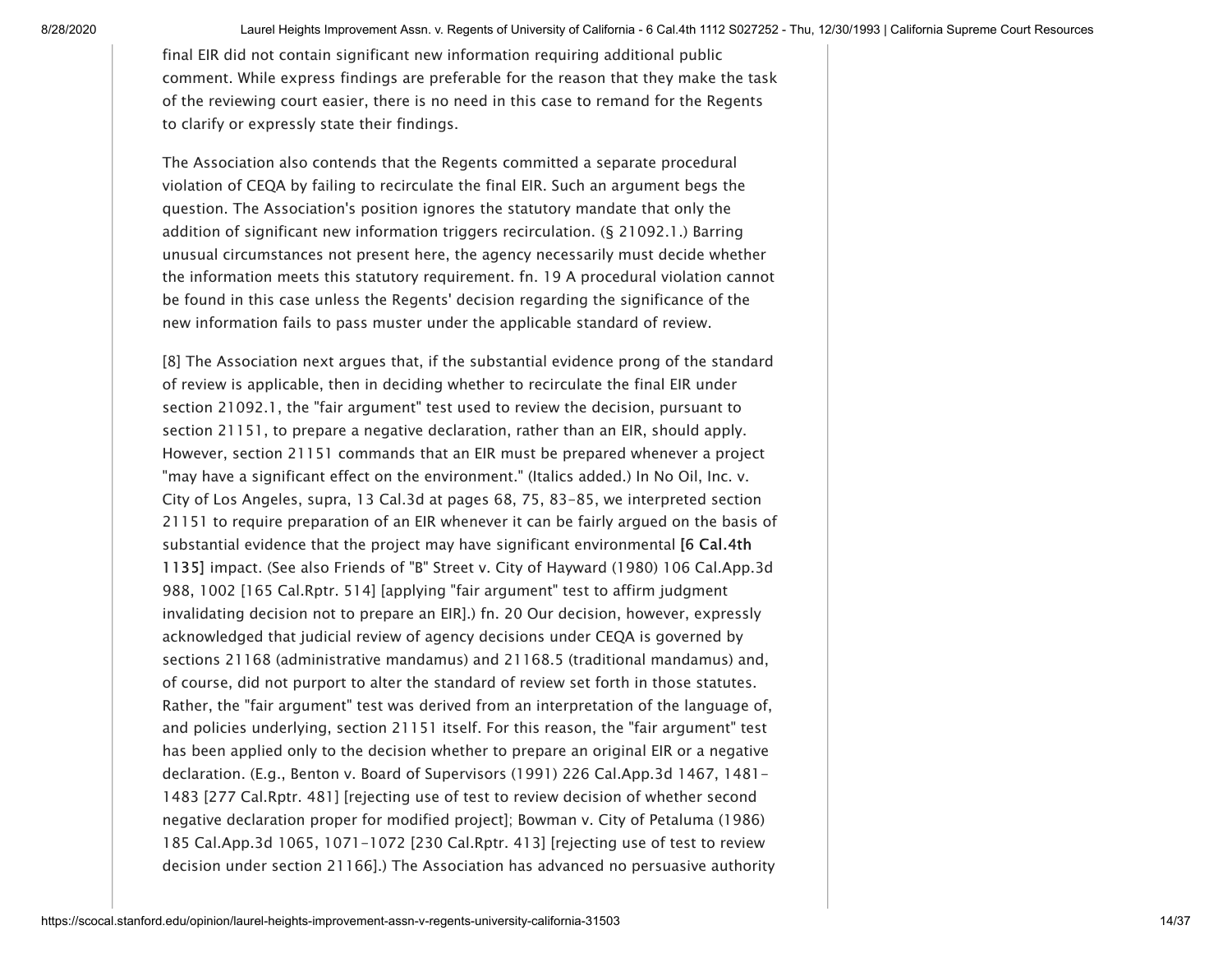final EIR did not contain significant new information requiring additional public comment. While express findings are preferable for the reason that they make the task of the reviewing court easier, there is no need in this case to remand for the Regents to clarify or expressly state their findings.

The Association also contends that the Regents committed a separate procedural violation of CEQA by failing to recirculate the final EIR. Such an argument begs the question. The Association's position ignores the statutory mandate that only the addition of significant new information triggers recirculation. (§ 21092.1.) Barring unusual circumstances not present here, the agency necessarily must decide whether the information meets this statutory requirement. fn. 19 A procedural violation cannot be found in this case unless the Regents' decision regarding the significance of the new information fails to pass muster under the applicable standard of review.

[8] The Association next argues that, if the substantial evidence prong of the standard of review is applicable, then in deciding whether to recirculate the final EIR under section 21092.1, the "fair argument" test used to review the decision, pursuant to section 21151, to prepare a negative declaration, rather than an EIR, should apply. However, section 21151 commands that an EIR must be prepared whenever a project "may have a significant effect on the environment." (Italics added.) In No Oil, Inc. v. City of Los Angeles, supra, 13 Cal.3d at pages 68, 75, 83-85, we interpreted section 21151 to require preparation of an EIR whenever it can be fairly argued on the basis of substantial evidence that the project may have significant environmental **[6 Cal.4th 1135]** impact. (See also Friends of "B" Street v. City of Hayward (1980) 106 Cal.App.3d 988, 1002 [165 Cal.Rptr. 514] [applying "fair argument" test to affirm judgment invalidating decision not to prepare an EIR].) fn. 20 Our decision, however, expressly acknowledged that judicial review of agency decisions under CEQA is governed by sections 21168 (administrative mandamus) and 21168.5 (traditional mandamus) and, of course, did not purport to alter the standard of review set forth in those statutes. Rather, the "fair argument" test was derived from an interpretation of the language of, and policies underlying, section 21151 itself. For this reason, the "fair argument" test has been applied only to the decision whether to prepare an original EIR or a negative declaration. (E.g., Benton v. Board of Supervisors (1991) 226 Cal.App.3d 1467, 1481-1483 [277 Cal.Rptr. 481] [rejecting use of test to review decision of whether second negative declaration proper for modified project]; Bowman v. City of Petaluma (1986) 185 Cal.App.3d 1065, 1071-1072 [230 Cal.Rptr. 413] [rejecting use of test to review decision under section 21166].) The Association has advanced no persuasive authority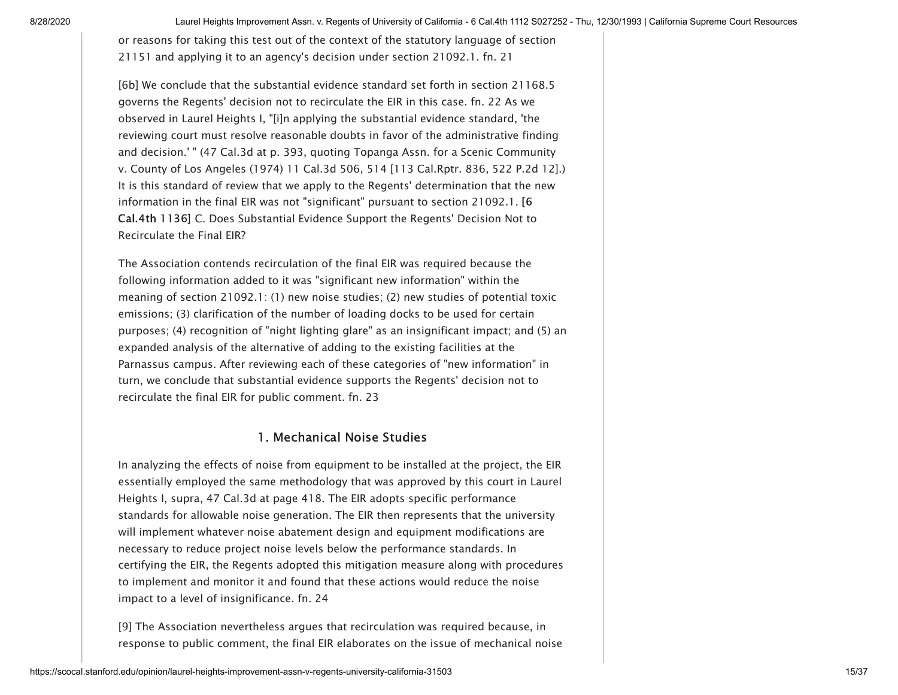or reasons for taking this test out of the context of the statutory language of section 21151 and applying it to an agency's decision under section 21092.1. fn. 21

[6b] We conclude that the substantial evidence standard set forth in section 21168.5 governs the Regents' decision not to recirculate the EIR in this case. fn. 22 As we observed in Laurel Heights I, "[i]n applying the substantial evidence standard, 'the reviewing court must resolve reasonable doubts in favor of the administrative finding and decision.' " (47 Cal.3d at p. 393, quoting Topanga Assn. for a Scenic Community v. County of Los Angeles (1974) 11 Cal.3d 506, 514 [113 Cal.Rptr. 836, 522 P.2d 12].) It is this standard of review that we apply to the Regents' determination that the new information in the final EIR was not "significant" pursuant to section 21092.1. **[6 Cal.4th 1136]** C. Does Substantial Evidence Support the Regents' Decision Not to Recirculate the Final EIR?

The Association contends recirculation of the final EIR was required because the following information added to it was "significant new information" within the meaning of section 21092.1: (1) new noise studies; (2) new studies of potential toxic emissions; (3) clarification of the number of loading docks to be used for certain purposes; (4) recognition of "night lighting glare" as an insignificant impact; and (5) an expanded analysis of the alternative of adding to the existing facilities at the Parnassus campus. After reviewing each of these categories of "new information" in turn, we conclude that substantial evidence supports the Regents' decision not to recirculate the final EIR for public comment. fn. 23

### 1. Mechanical Noise Studies

In analyzing the effects of noise from equipment to be installed at the project, the EIR essentially employed the same methodology that was approved by this court in Laurel Heights I, supra, 47 Cal.3d at page 418. The EIR adopts specific performance standards for allowable noise generation. The EIR then represents that the university will implement whatever noise abatement design and equipment modifications are necessary to reduce project noise levels below the performance standards. In certifying the EIR, the Regents adopted this mitigation measure along with procedures to implement and monitor it and found that these actions would reduce the noise impact to a level of insignificance. fn. 24

[9] The Association nevertheless argues that recirculation was required because, in response to public comment, the final EIR elaborates on the issue of mechanical noise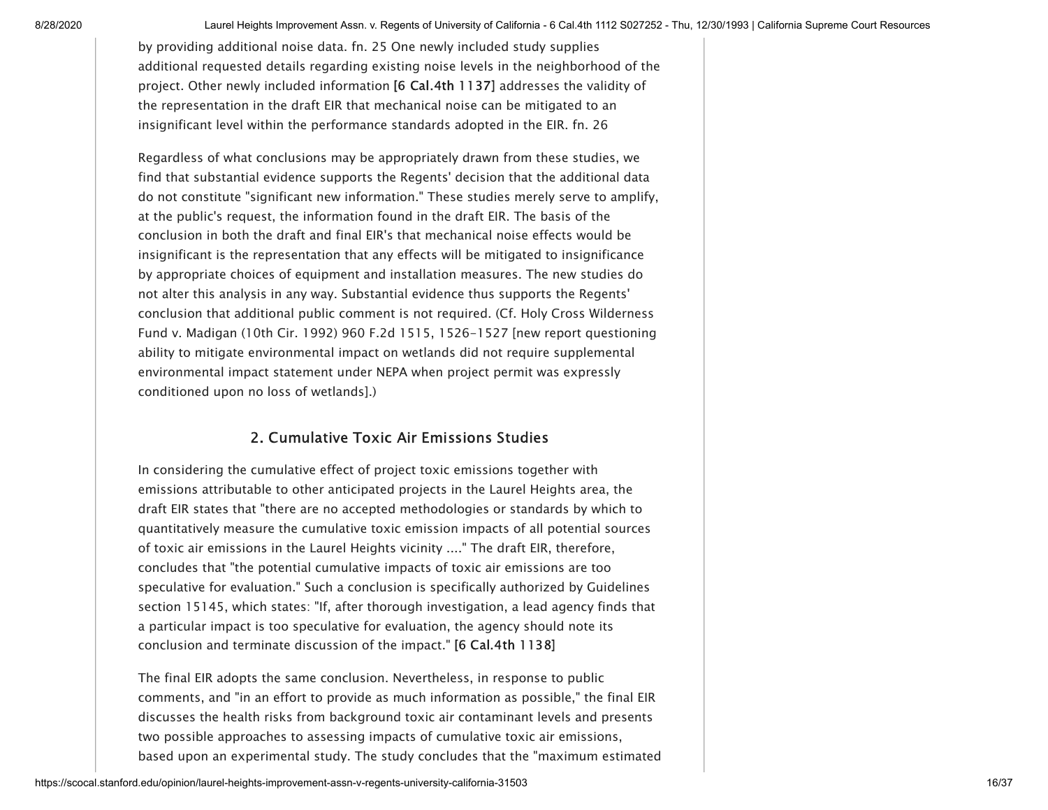by providing additional noise data. fn. 25 One newly included study supplies additional requested details regarding existing noise levels in the neighborhood of the project. Other newly included information **[6 Cal.4th 1137]** addresses the validity of the representation in the draft EIR that mechanical noise can be mitigated to an insignificant level within the performance standards adopted in the EIR. fn. 26

Regardless of what conclusions may be appropriately drawn from these studies, we find that substantial evidence supports the Regents' decision that the additional data do not constitute "significant new information." These studies merely serve to amplify, at the public's request, the information found in the draft EIR. The basis of the conclusion in both the draft and final EIR's that mechanical noise effects would be insignificant is the representation that any effects will be mitigated to insignificance by appropriate choices of equipment and installation measures. The new studies do not alter this analysis in any way. Substantial evidence thus supports the Regents' conclusion that additional public comment is not required. (Cf. Holy Cross Wilderness Fund v. Madigan (10th Cir. 1992) 960 F.2d 1515, 1526-1527 [new report questioning ability to mitigate environmental impact on wetlands did not require supplemental environmental impact statement under NEPA when project permit was expressly conditioned upon no loss of wetlands].)

## 2. Cumulative Toxic Air Emissions Studies

In considering the cumulative effect of project toxic emissions together with emissions attributable to other anticipated projects in the Laurel Heights area, the draft EIR states that "there are no accepted methodologies or standards by which to quantitatively measure the cumulative toxic emission impacts of all potential sources of toxic air emissions in the Laurel Heights vicinity ...." The draft EIR, therefore, concludes that "the potential cumulative impacts of toxic air emissions are too speculative for evaluation." Such a conclusion is specifically authorized by Guidelines section 15145, which states: "If, after thorough investigation, a lead agency finds that a particular impact is too speculative for evaluation, the agency should note its conclusion and terminate discussion of the impact." **[6 Cal.4th 1138]**

The final EIR adopts the same conclusion. Nevertheless, in response to public comments, and "in an effort to provide as much information as possible," the final EIR discusses the health risks from background toxic air contaminant levels and presents two possible approaches to assessing impacts of cumulative toxic air emissions, based upon an experimental study. The study concludes that the "maximum estimated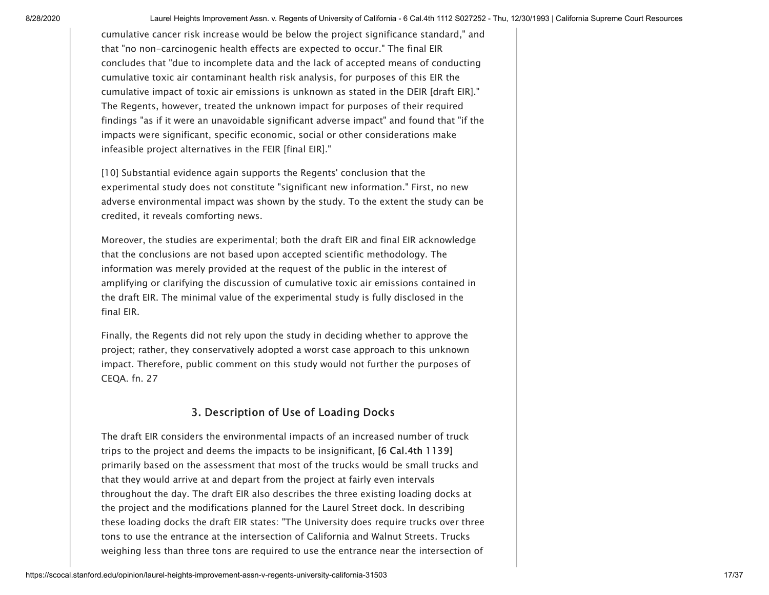cumulative cancer risk increase would be below the project significance standard," and that "no non-carcinogenic health effects are expected to occur." The final EIR concludes that "due to incomplete data and the lack of accepted means of conducting cumulative toxic air contaminant health risk analysis, for purposes of this EIR the cumulative impact of toxic air emissions is unknown as stated in the DEIR [draft EIR]." The Regents, however, treated the unknown impact for purposes of their required findings "as if it were an unavoidable significant adverse impact" and found that "if the impacts were significant, specific economic, social or other considerations make infeasible project alternatives in the FEIR [final EIR]."

[10] Substantial evidence again supports the Regents' conclusion that the experimental study does not constitute "significant new information." First, no new adverse environmental impact was shown by the study. To the extent the study can be credited, it reveals comforting news.

Moreover, the studies are experimental; both the draft EIR and final EIR acknowledge that the conclusions are not based upon accepted scientific methodology. The information was merely provided at the request of the public in the interest of amplifying or clarifying the discussion of cumulative toxic air emissions contained in the draft EIR. The minimal value of the experimental study is fully disclosed in the final EIR.

Finally, the Regents did not rely upon the study in deciding whether to approve the project; rather, they conservatively adopted a worst case approach to this unknown impact. Therefore, public comment on this study would not further the purposes of CEQA. fn. 27

### 3. Description of Use of Loading Docks

The draft EIR considers the environmental impacts of an increased number of truck trips to the project and deems the impacts to be insignificant, **[6 Cal.4th 1139]** primarily based on the assessment that most of the trucks would be small trucks and that they would arrive at and depart from the project at fairly even intervals throughout the day. The draft EIR also describes the three existing loading docks at the project and the modifications planned for the Laurel Street dock. In describing these loading docks the draft EIR states: "The University does require trucks over three tons to use the entrance at the intersection of California and Walnut Streets. Trucks weighing less than three tons are required to use the entrance near the intersection of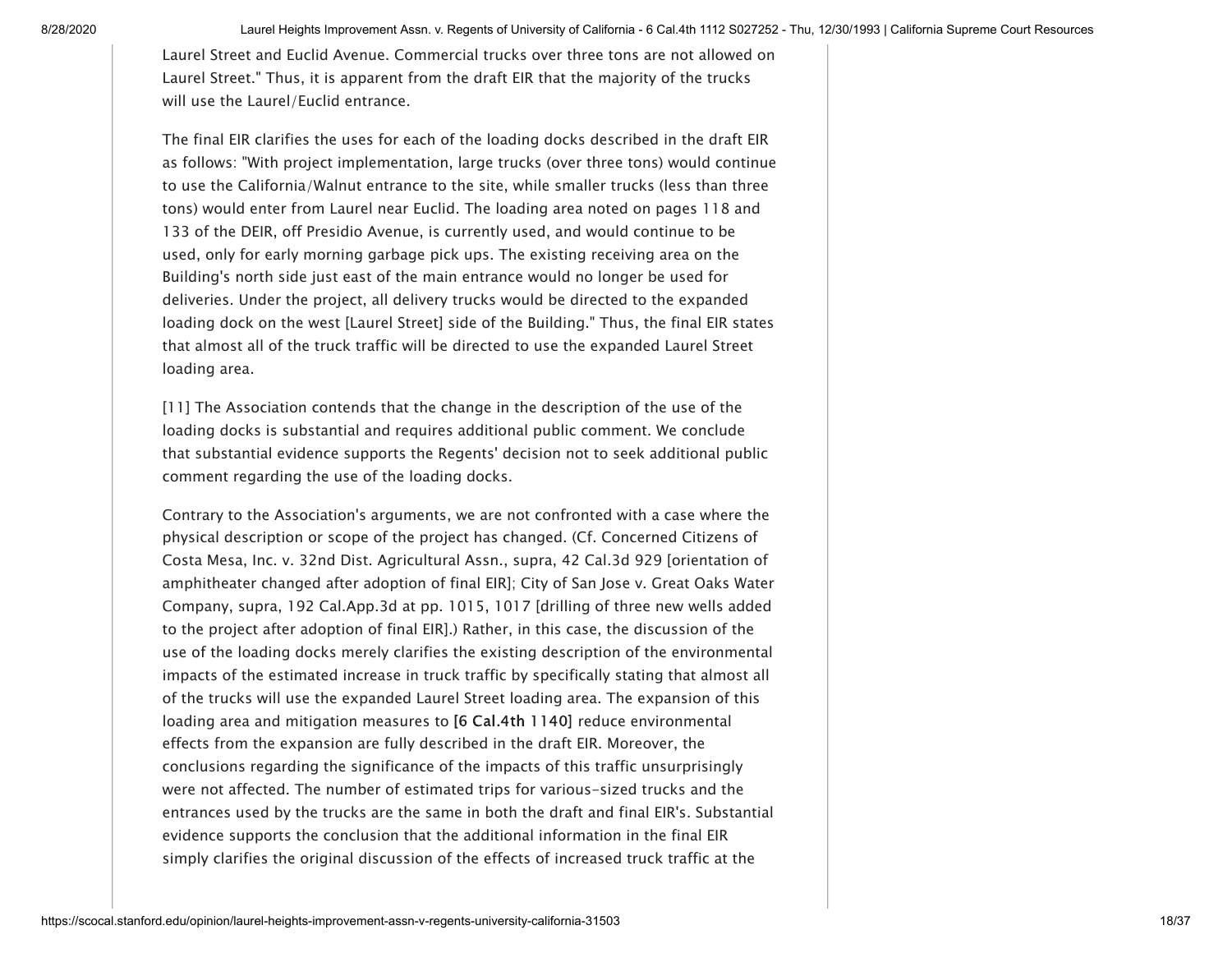Laurel Street and Euclid Avenue. Commercial trucks over three tons are not allowed on Laurel Street." Thus, it is apparent from the draft EIR that the majority of the trucks will use the Laurel/Euclid entrance.

The final EIR clarifies the uses for each of the loading docks described in the draft EIR as follows: "With project implementation, large trucks (over three tons) would continue to use the California/Walnut entrance to the site, while smaller trucks (less than three tons) would enter from Laurel near Euclid. The loading area noted on pages 118 and 133 of the DEIR, off Presidio Avenue, is currently used, and would continue to be used, only for early morning garbage pick ups. The existing receiving area on the Building's north side just east of the main entrance would no longer be used for deliveries. Under the project, all delivery trucks would be directed to the expanded loading dock on the west [Laurel Street] side of the Building." Thus, the final EIR states that almost all of the truck traffic will be directed to use the expanded Laurel Street loading area.

[11] The Association contends that the change in the description of the use of the loading docks is substantial and requires additional public comment. We conclude that substantial evidence supports the Regents' decision not to seek additional public comment regarding the use of the loading docks.

Contrary to the Association's arguments, we are not confronted with a case where the physical description or scope of the project has changed. (Cf. Concerned Citizens of Costa Mesa, Inc. v. 32nd Dist. Agricultural Assn., supra, 42 Cal.3d 929 [orientation of amphitheater changed after adoption of final EIR]; City of San Jose v. Great Oaks Water Company, supra, 192 Cal.App.3d at pp. 1015, 1017 [drilling of three new wells added to the project after adoption of final EIR].) Rather, in this case, the discussion of the use of the loading docks merely clarifies the existing description of the environmental impacts of the estimated increase in truck traffic by specifically stating that almost all of the trucks will use the expanded Laurel Street loading area. The expansion of this loading area and mitigation measures to **[6 Cal.4th 1140]** reduce environmental effects from the expansion are fully described in the draft EIR. Moreover, the conclusions regarding the significance of the impacts of this traffic unsurprisingly were not affected. The number of estimated trips for various-sized trucks and the entrances used by the trucks are the same in both the draft and final EIR's. Substantial evidence supports the conclusion that the additional information in the final EIR simply clarifies the original discussion of the effects of increased truck traffic at the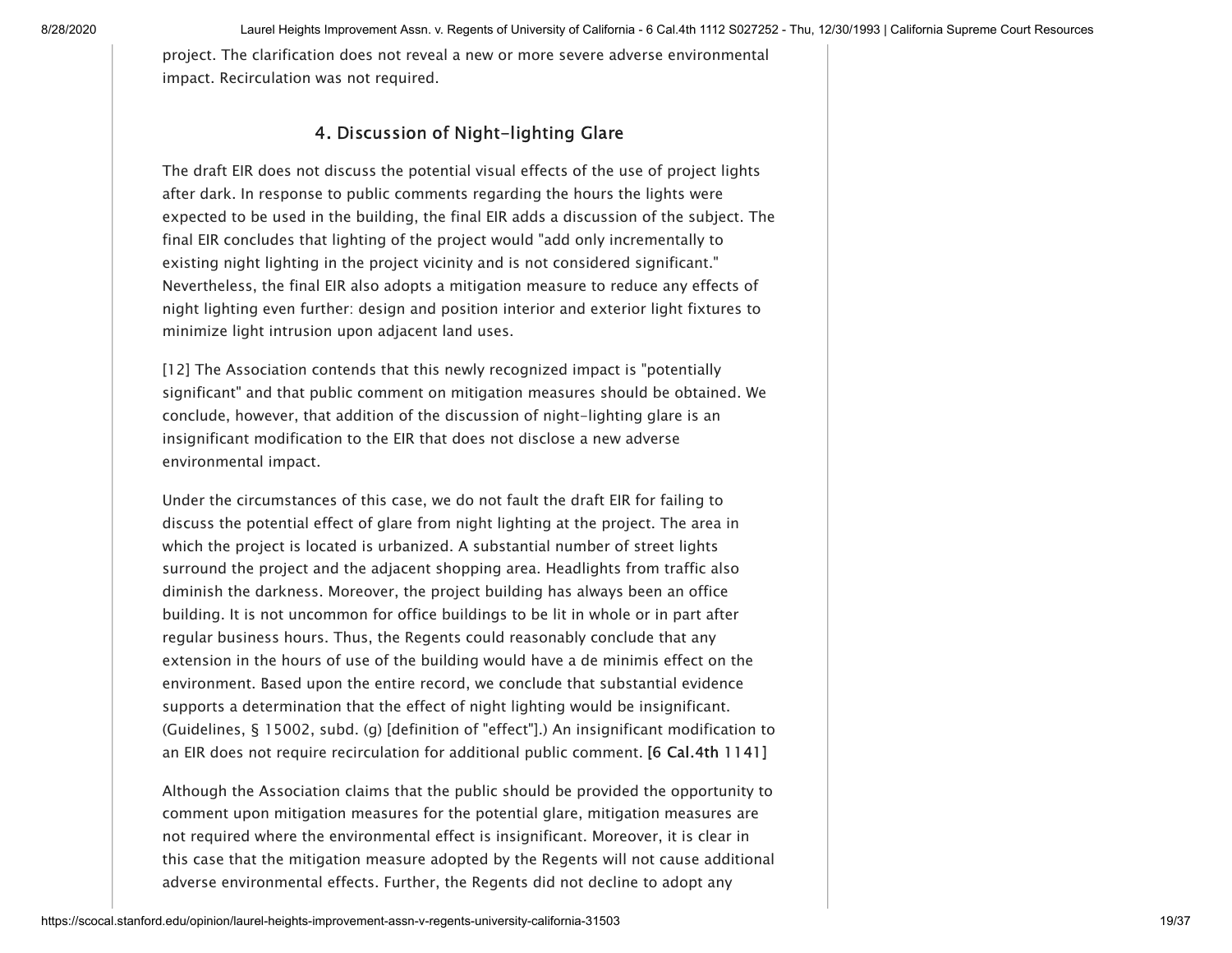project. The clarification does not reveal a new or more severe adverse environmental impact. Recirculation was not required.

### 4. Discussion of Night-lighting Glare

The draft EIR does not discuss the potential visual effects of the use of project lights after dark. In response to public comments regarding the hours the lights were expected to be used in the building, the final EIR adds a discussion of the subject. The final EIR concludes that lighting of the project would "add only incrementally to existing night lighting in the project vicinity and is not considered significant." Nevertheless, the final EIR also adopts a mitigation measure to reduce any effects of night lighting even further: design and position interior and exterior light fixtures to minimize light intrusion upon adjacent land uses.

[12] The Association contends that this newly recognized impact is "potentially significant" and that public comment on mitigation measures should be obtained. We conclude, however, that addition of the discussion of night-lighting glare is an insignificant modification to the EIR that does not disclose a new adverse environmental impact.

Under the circumstances of this case, we do not fault the draft EIR for failing to discuss the potential effect of glare from night lighting at the project. The area in which the project is located is urbanized. A substantial number of street lights surround the project and the adjacent shopping area. Headlights from traffic also diminish the darkness. Moreover, the project building has always been an office building. It is not uncommon for office buildings to be lit in whole or in part after regular business hours. Thus, the Regents could reasonably conclude that any extension in the hours of use of the building would have a de minimis effect on the environment. Based upon the entire record, we conclude that substantial evidence supports a determination that the effect of night lighting would be insignificant. (Guidelines, § 15002, subd. (g) [definition of "effect"].) An insignificant modification to an EIR does not require recirculation for additional public comment. **[6 Cal.4th 1141]**

Although the Association claims that the public should be provided the opportunity to comment upon mitigation measures for the potential glare, mitigation measures are not required where the environmental effect is insignificant. Moreover, it is clear in this case that the mitigation measure adopted by the Regents will not cause additional adverse environmental effects. Further, the Regents did not decline to adopt any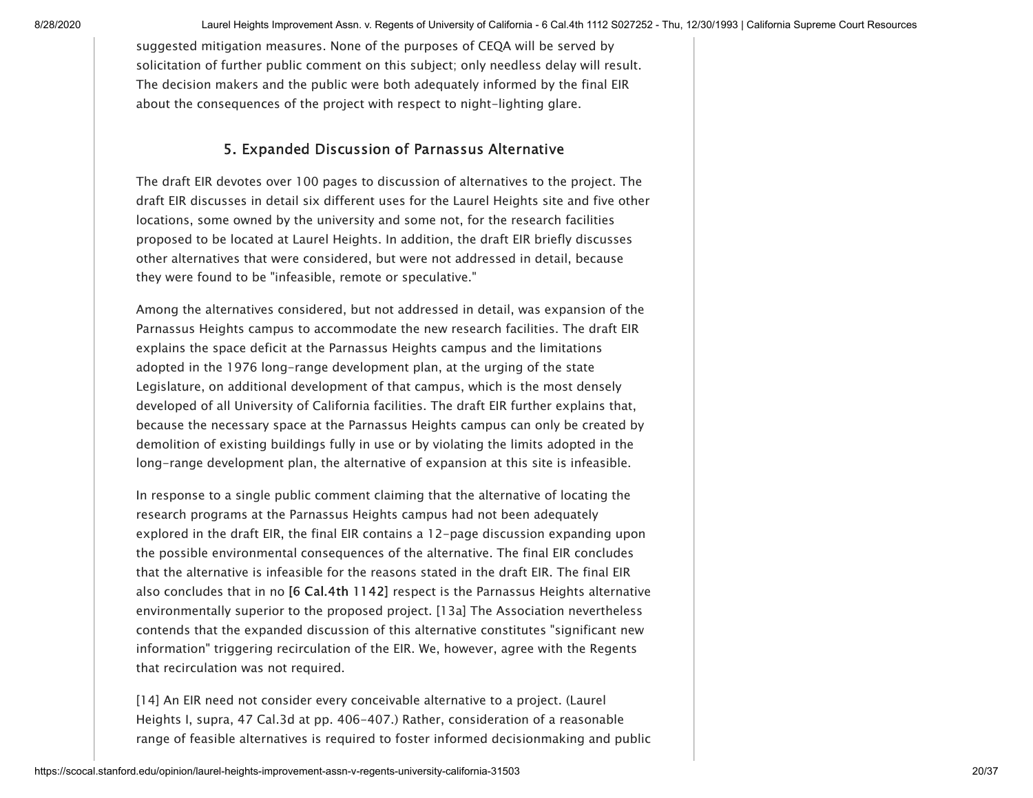suggested mitigation measures. None of the purposes of CEQA will be served by solicitation of further public comment on this subject; only needless delay will result. The decision makers and the public were both adequately informed by the final EIR about the consequences of the project with respect to night-lighting glare.

### 5. Expanded Discussion of Parnassus Alternative

The draft EIR devotes over 100 pages to discussion of alternatives to the project. The draft EIR discusses in detail six different uses for the Laurel Heights site and five other locations, some owned by the university and some not, for the research facilities proposed to be located at Laurel Heights. In addition, the draft EIR briefly discusses other alternatives that were considered, but were not addressed in detail, because they were found to be "infeasible, remote or speculative."

Among the alternatives considered, but not addressed in detail, was expansion of the Parnassus Heights campus to accommodate the new research facilities. The draft EIR explains the space deficit at the Parnassus Heights campus and the limitations adopted in the 1976 long-range development plan, at the urging of the state Legislature, on additional development of that campus, which is the most densely developed of all University of California facilities. The draft EIR further explains that, because the necessary space at the Parnassus Heights campus can only be created by demolition of existing buildings fully in use or by violating the limits adopted in the long-range development plan, the alternative of expansion at this site is infeasible.

In response to a single public comment claiming that the alternative of locating the research programs at the Parnassus Heights campus had not been adequately explored in the draft EIR, the final EIR contains a 12-page discussion expanding upon the possible environmental consequences of the alternative. The final EIR concludes that the alternative is infeasible for the reasons stated in the draft EIR. The final EIR also concludes that in no **[6 Cal.4th 1142]** respect is the Parnassus Heights alternative environmentally superior to the proposed project. [13a] The Association nevertheless contends that the expanded discussion of this alternative constitutes "significant new information" triggering recirculation of the EIR. We, however, agree with the Regents that recirculation was not required.

[14] An EIR need not consider every conceivable alternative to a project. (Laurel Heights I, supra, 47 Cal.3d at pp. 406-407.) Rather, consideration of a reasonable range of feasible alternatives is required to foster informed decisionmaking and public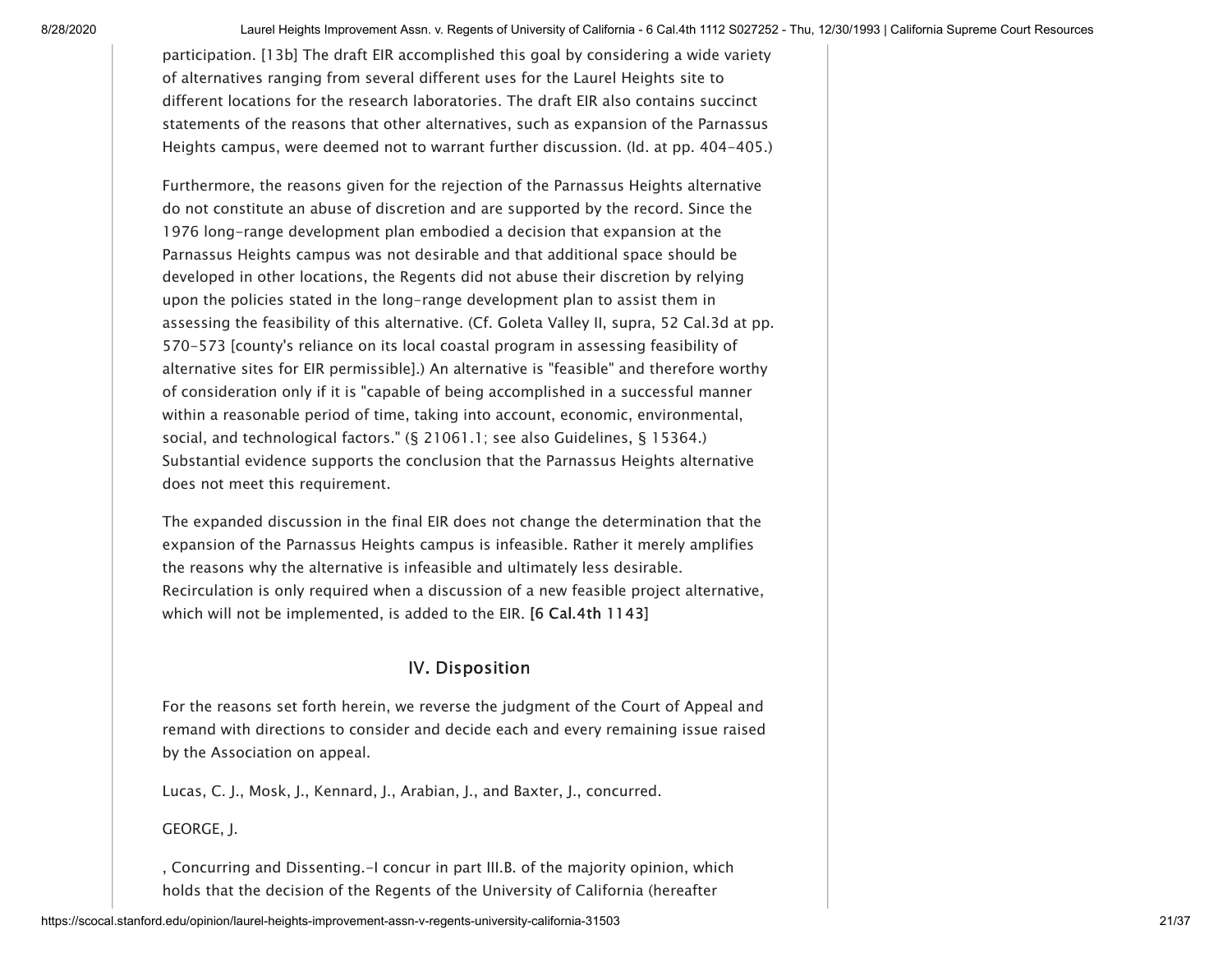participation. [13b] The draft EIR accomplished this goal by considering a wide variety of alternatives ranging from several different uses for the Laurel Heights site to different locations for the research laboratories. The draft EIR also contains succinct statements of the reasons that other alternatives, such as expansion of the Parnassus Heights campus, were deemed not to warrant further discussion. (Id. at pp. 404-405.)

Furthermore, the reasons given for the rejection of the Parnassus Heights alternative do not constitute an abuse of discretion and are supported by the record. Since the 1976 long-range development plan embodied a decision that expansion at the Parnassus Heights campus was not desirable and that additional space should be developed in other locations, the Regents did not abuse their discretion by relying upon the policies stated in the long-range development plan to assist them in assessing the feasibility of this alternative. (Cf. Goleta Valley II, supra, 52 Cal.3d at pp. 570-573 [county's reliance on its local coastal program in assessing feasibility of alternative sites for EIR permissible].) An alternative is "feasible" and therefore worthy of consideration only if it is "capable of being accomplished in a successful manner within a reasonable period of time, taking into account, economic, environmental, social, and technological factors." (§ 21061.1; see also Guidelines, § 15364.) Substantial evidence supports the conclusion that the Parnassus Heights alternative does not meet this requirement.

The expanded discussion in the final EIR does not change the determination that the expansion of the Parnassus Heights campus is infeasible. Rather it merely amplifies the reasons why the alternative is infeasible and ultimately less desirable. Recirculation is only required when a discussion of a new feasible project alternative, which will not be implemented, is added to the EIR. **[6 Cal.4th 1143]**

## IV. Disposition

For the reasons set forth herein, we reverse the judgment of the Court of Appeal and remand with directions to consider and decide each and every remaining issue raised by the Association on appeal.

Lucas, C. J., Mosk, J., Kennard, J., Arabian, J., and Baxter, J., concurred.

GEORGE, J.

, Concurring and Dissenting.-I concur in part III.B. of the majority opinion, which holds that the decision of the Regents of the University of California (hereafter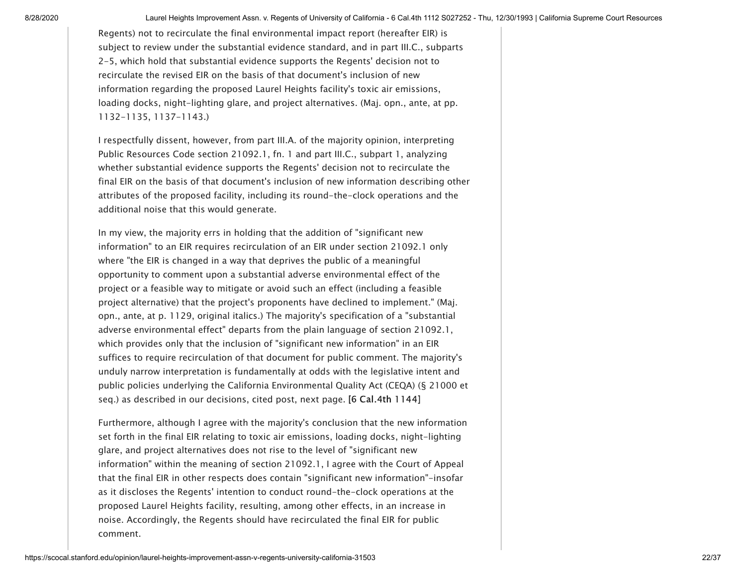Regents) not to recirculate the final environmental impact report (hereafter EIR) is subject to review under the substantial evidence standard, and in part III.C., subparts 2-5, which hold that substantial evidence supports the Regents' decision not to recirculate the revised EIR on the basis of that document's inclusion of new information regarding the proposed Laurel Heights facility's toxic air emissions, loading docks, night-lighting glare, and project alternatives. (Maj. opn., ante, at pp. 1132-1135, 1137-1143.)

I respectfully dissent, however, from part III.A. of the majority opinion, interpreting Public Resources Code section 21092.1, fn. 1 and part III.C., subpart 1, analyzing whether substantial evidence supports the Regents' decision not to recirculate the final EIR on the basis of that document's inclusion of new information describing other attributes of the proposed facility, including its round-the-clock operations and the additional noise that this would generate.

In my view, the majority errs in holding that the addition of "significant new information" to an EIR requires recirculation of an EIR under section 21092.1 only where "the EIR is changed in a way that deprives the public of a meaningful opportunity to comment upon a substantial adverse environmental effect of the project or a feasible way to mitigate or avoid such an effect (including a feasible project alternative) that the project's proponents have declined to implement." (Maj. opn., ante, at p. 1129, original italics.) The majority's specification of a "substantial adverse environmental effect" departs from the plain language of section 21092.1, which provides only that the inclusion of "significant new information" in an EIR suffices to require recirculation of that document for public comment. The majority's unduly narrow interpretation is fundamentally at odds with the legislative intent and public policies underlying the California Environmental Quality Act (CEQA) (§ 21000 et seq.) as described in our decisions, cited post, next page. **[6 Cal.4th 1144]**

Furthermore, although I agree with the majority's conclusion that the new information set forth in the final EIR relating to toxic air emissions, loading docks, night-lighting glare, and project alternatives does not rise to the level of "significant new information" within the meaning of section 21092.1, I agree with the Court of Appeal that the final EIR in other respects does contain "significant new information"-insofar as it discloses the Regents' intention to conduct round-the-clock operations at the proposed Laurel Heights facility, resulting, among other effects, in an increase in noise. Accordingly, the Regents should have recirculated the final EIR for public comment.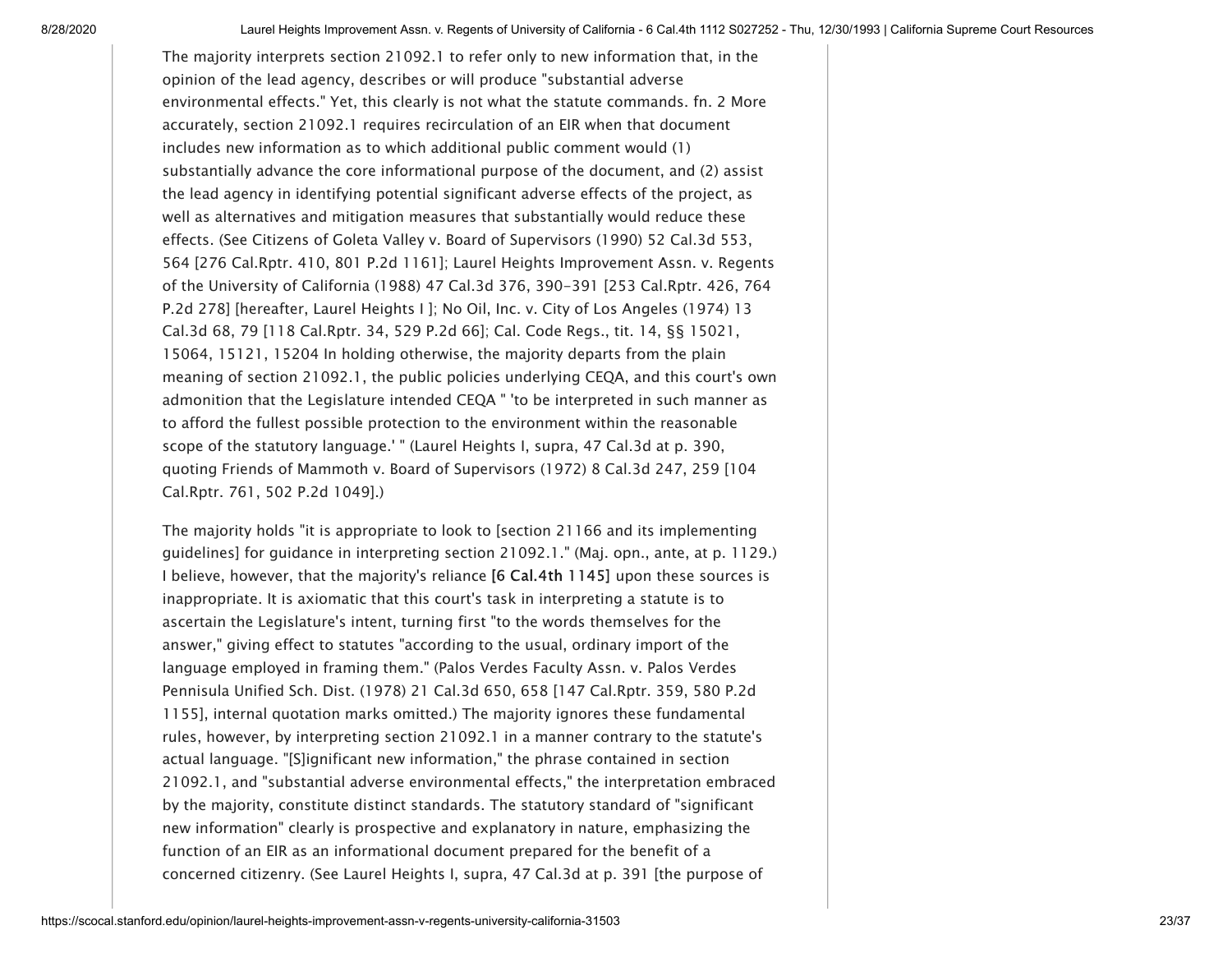The majority interprets section 21092.1 to refer only to new information that, in the opinion of the lead agency, describes or will produce "substantial adverse environmental effects." Yet, this clearly is not what the statute commands. fn. 2 More accurately, section 21092.1 requires recirculation of an EIR when that document includes new information as to which additional public comment would (1) substantially advance the core informational purpose of the document, and (2) assist the lead agency in identifying potential significant adverse effects of the project, as well as alternatives and mitigation measures that substantially would reduce these effects. (See Citizens of Goleta Valley v. Board of Supervisors (1990) 52 Cal.3d 553, 564 [276 Cal.Rptr. 410, 801 P.2d 1161]; Laurel Heights Improvement Assn. v. Regents of the University of California (1988) 47 Cal.3d 376, 390-391 [253 Cal.Rptr. 426, 764 P.2d 278] [hereafter, Laurel Heights I ]; No Oil, Inc. v. City of Los Angeles (1974) 13 Cal.3d 68, 79 [118 Cal.Rptr. 34, 529 P.2d 66]; Cal. Code Regs., tit. 14, §§ 15021, 15064, 15121, 15204 In holding otherwise, the majority departs from the plain meaning of section 21092.1, the public policies underlying CEQA, and this court's own admonition that the Legislature intended CEQA " 'to be interpreted in such manner as to afford the fullest possible protection to the environment within the reasonable scope of the statutory language.' " (Laurel Heights I, supra, 47 Cal.3d at p. 390, quoting Friends of Mammoth v. Board of Supervisors (1972) 8 Cal.3d 247, 259 [104 Cal.Rptr. 761, 502 P.2d 1049].)

The majority holds "it is appropriate to look to [section 21166 and its implementing guidelines] for guidance in interpreting section 21092.1." (Maj. opn., ante, at p. 1129.) I believe, however, that the majority's reliance **[6 Cal.4th 1145]** upon these sources is inappropriate. It is axiomatic that this court's task in interpreting a statute is to ascertain the Legislature's intent, turning first "to the words themselves for the answer," giving effect to statutes "according to the usual, ordinary import of the language employed in framing them." (Palos Verdes Faculty Assn. v. Palos Verdes Pennisula Unified Sch. Dist. (1978) 21 Cal.3d 650, 658 [147 Cal.Rptr. 359, 580 P.2d 1155], internal quotation marks omitted.) The majority ignores these fundamental rules, however, by interpreting section 21092.1 in a manner contrary to the statute's actual language. "[S]ignificant new information," the phrase contained in section 21092.1, and "substantial adverse environmental effects," the interpretation embraced by the majority, constitute distinct standards. The statutory standard of "significant new information" clearly is prospective and explanatory in nature, emphasizing the function of an EIR as an informational document prepared for the benefit of a concerned citizenry. (See Laurel Heights I, supra, 47 Cal.3d at p. 391 [the purpose of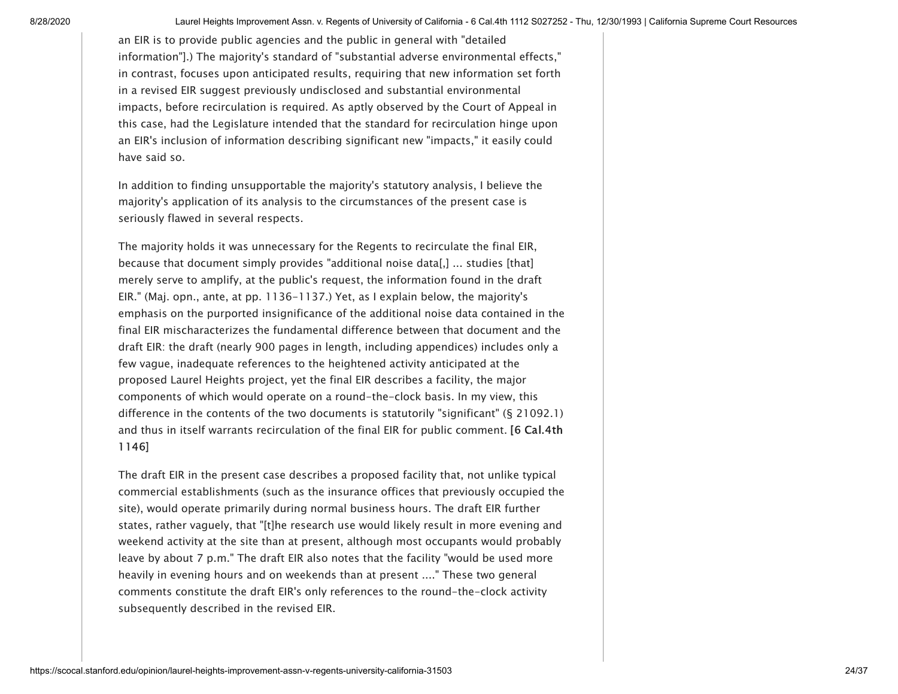an EIR is to provide public agencies and the public in general with "detailed information"].) The majority's standard of "substantial adverse environmental effects," in contrast, focuses upon anticipated results, requiring that new information set forth in a revised EIR suggest previously undisclosed and substantial environmental impacts, before recirculation is required. As aptly observed by the Court of Appeal in this case, had the Legislature intended that the standard for recirculation hinge upon an EIR's inclusion of information describing significant new "impacts," it easily could have said so.

In addition to finding unsupportable the majority's statutory analysis, I believe the majority's application of its analysis to the circumstances of the present case is seriously flawed in several respects.

The majority holds it was unnecessary for the Regents to recirculate the final EIR, because that document simply provides "additional noise data[,] ... studies [that] merely serve to amplify, at the public's request, the information found in the draft EIR." (Maj. opn., ante, at pp. 1136-1137.) Yet, as I explain below, the majority's emphasis on the purported insignificance of the additional noise data contained in the final EIR mischaracterizes the fundamental difference between that document and the draft EIR: the draft (nearly 900 pages in length, including appendices) includes only a few vague, inadequate references to the heightened activity anticipated at the proposed Laurel Heights project, yet the final EIR describes a facility, the major components of which would operate on a round-the-clock basis. In my view, this difference in the contents of the two documents is statutorily "significant" (§ 21092.1) and thus in itself warrants recirculation of the final EIR for public comment. **[6 Cal.4th 1146]**

The draft EIR in the present case describes a proposed facility that, not unlike typical commercial establishments (such as the insurance offices that previously occupied the site), would operate primarily during normal business hours. The draft EIR further states, rather vaguely, that "[t]he research use would likely result in more evening and weekend activity at the site than at present, although most occupants would probably leave by about 7 p.m." The draft EIR also notes that the facility "would be used more heavily in evening hours and on weekends than at present ...." These two general comments constitute the draft EIR's only references to the round-the-clock activity subsequently described in the revised EIR.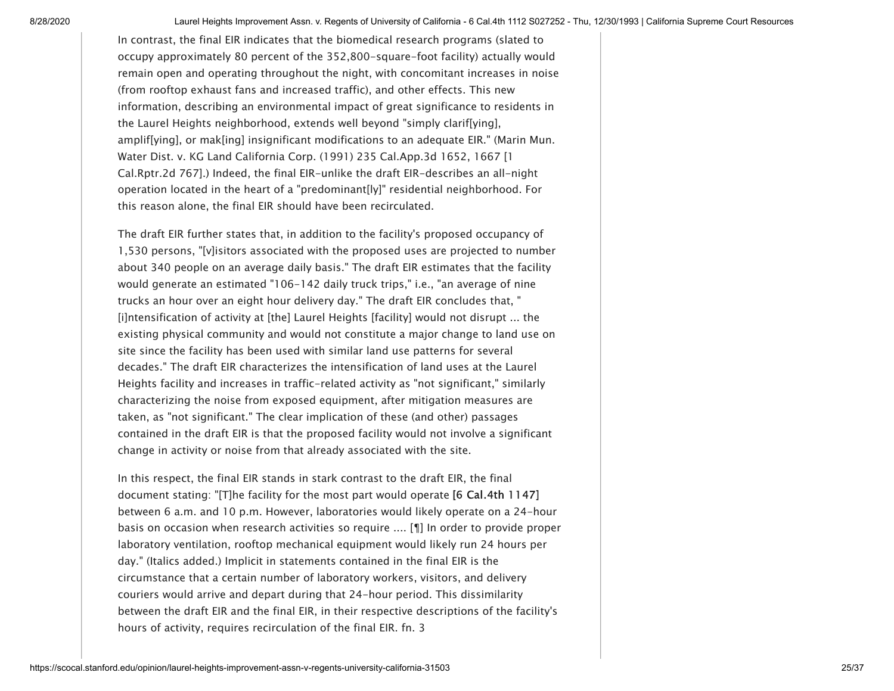In contrast, the final EIR indicates that the biomedical research programs (slated to occupy approximately 80 percent of the 352,800-square-foot facility) actually would remain open and operating throughout the night, with concomitant increases in noise (from rooftop exhaust fans and increased traffic), and other effects. This new information, describing an environmental impact of great significance to residents in the Laurel Heights neighborhood, extends well beyond "simply clarif[ying], amplif[ying], or mak[ing] insignificant modifications to an adequate EIR." (Marin Mun. Water Dist. v. KG Land California Corp. (1991) 235 Cal.App.3d 1652, 1667 [1 Cal.Rptr.2d 767].) Indeed, the final EIR-unlike the draft EIR-describes an all-night operation located in the heart of a "predominant[ly]" residential neighborhood. For this reason alone, the final EIR should have been recirculated.

The draft EIR further states that, in addition to the facility's proposed occupancy of 1,530 persons, "[v]isitors associated with the proposed uses are projected to number about 340 people on an average daily basis." The draft EIR estimates that the facility would generate an estimated "106-142 daily truck trips," i.e., "an average of nine trucks an hour over an eight hour delivery day." The draft EIR concludes that, "[i]ntensification of activity at [the] Laurel Heights [facility] would not disrupt ... the existing physical community and would not constitute a major change to land use on site since the facility has been used with similar land use patterns for several decades." The draft EIR characterizes the intensification of land uses at the Laurel Heights facility and increases in traffic-related activity as "not significant," similarly characterizing the noise from exposed equipment, after mitigation measures are taken, as "not significant." The clear implication of these (and other) passages contained in the draft EIR is that the proposed facility would not involve a significant change in activity or noise from that already associated with the site.

In this respect, the final EIR stands in stark contrast to the draft EIR, the final document stating: "[T]he facility for the most part would operate **[6 Cal.4th 1147]** between 6 a.m. and 10 p.m. However, laboratories would likely operate on a 24-hour basis on occasion when research activities so require .... [¶] In order to provide proper laboratory ventilation, rooftop mechanical equipment would likely run 24 hours per day." (Italics added.) Implicit in statements contained in the final EIR is the circumstance that a certain number of laboratory workers, visitors, and delivery couriers would arrive and depart during that 24-hour period. This dissimilarity between the draft EIR and the final EIR, in their respective descriptions of the facility's hours of activity, requires recirculation of the final EIR. fn. 3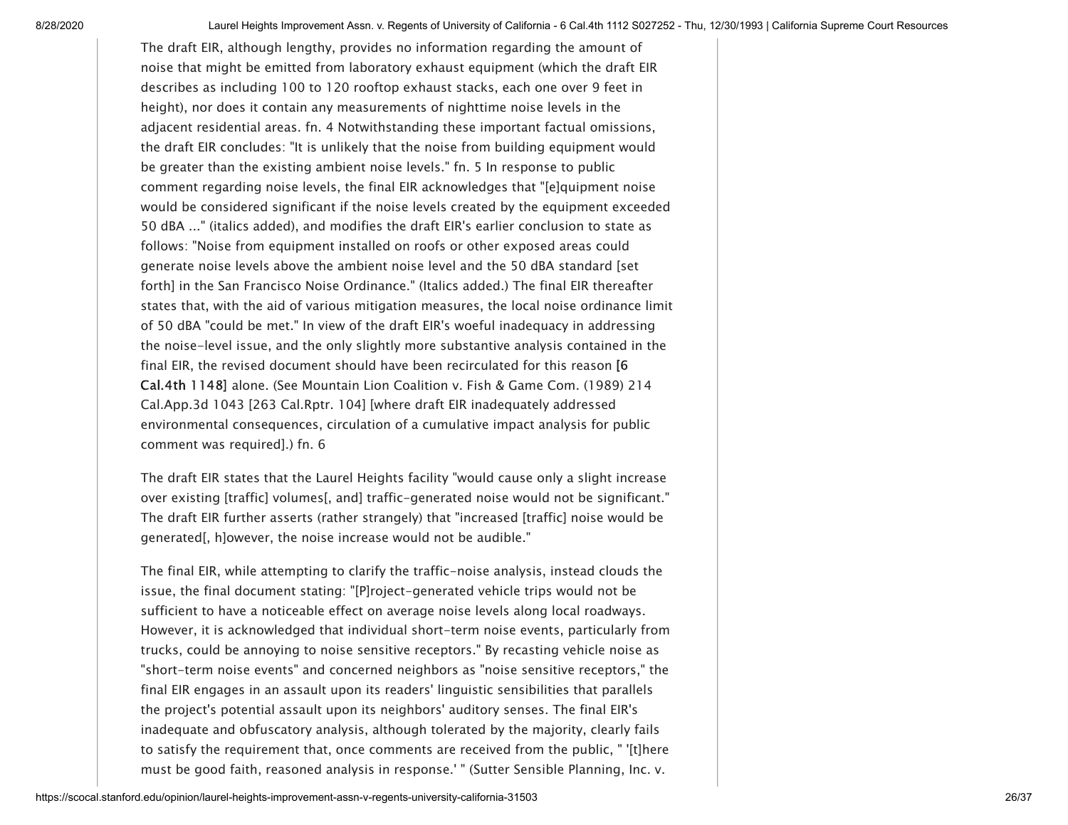The draft EIR, although lengthy, provides no information regarding the amount of noise that might be emitted from laboratory exhaust equipment (which the draft EIR describes as including 100 to 120 rooftop exhaust stacks, each one over 9 feet in height), nor does it contain any measurements of nighttime noise levels in the adjacent residential areas. fn. 4 Notwithstanding these important factual omissions, the draft EIR concludes: "It is unlikely that the noise from building equipment would be greater than the existing ambient noise levels." fn. 5 In response to public comment regarding noise levels, the final EIR acknowledges that "[e]quipment noise would be considered significant if the noise levels created by the equipment exceeded 50 dBA ..." (italics added), and modifies the draft EIR's earlier conclusion to state as follows: "Noise from equipment installed on roofs or other exposed areas could generate noise levels above the ambient noise level and the 50 dBA standard [set forth] in the San Francisco Noise Ordinance." (Italics added.) The final EIR thereafter states that, with the aid of various mitigation measures, the local noise ordinance limit of 50 dBA "could be met." In view of the draft EIR's woeful inadequacy in addressing the noise-level issue, and the only slightly more substantive analysis contained in the final EIR, the revised document should have been recirculated for this reason **[6 Cal.4th 1148]** alone. (See Mountain Lion Coalition v. Fish & Game Com. (1989) 214 Cal.App.3d 1043 [263 Cal.Rptr. 104] [where draft EIR inadequately addressed environmental consequences, circulation of a cumulative impact analysis for public comment was required].) fn. 6

The draft EIR states that the Laurel Heights facility "would cause only a slight increase over existing [traffic] volumes[, and] traffic-generated noise would not be significant." The draft EIR further asserts (rather strangely) that "increased [traffic] noise would be generated[, h]owever, the noise increase would not be audible."

The final EIR, while attempting to clarify the traffic-noise analysis, instead clouds the issue, the final document stating: "[P]roject-generated vehicle trips would not be sufficient to have a noticeable effect on average noise levels along local roadways. However, it is acknowledged that individual short-term noise events, particularly from trucks, could be annoying to noise sensitive receptors." By recasting vehicle noise as "short-term noise events" and concerned neighbors as "noise sensitive receptors," the final EIR engages in an assault upon its readers' linguistic sensibilities that parallels the project's potential assault upon its neighbors' auditory senses. The final EIR's inadequate and obfuscatory analysis, although tolerated by the majority, clearly fails to satisfy the requirement that, once comments are received from the public, " '[t]here must be good faith, reasoned analysis in response.' " (Sutter Sensible Planning, Inc. v.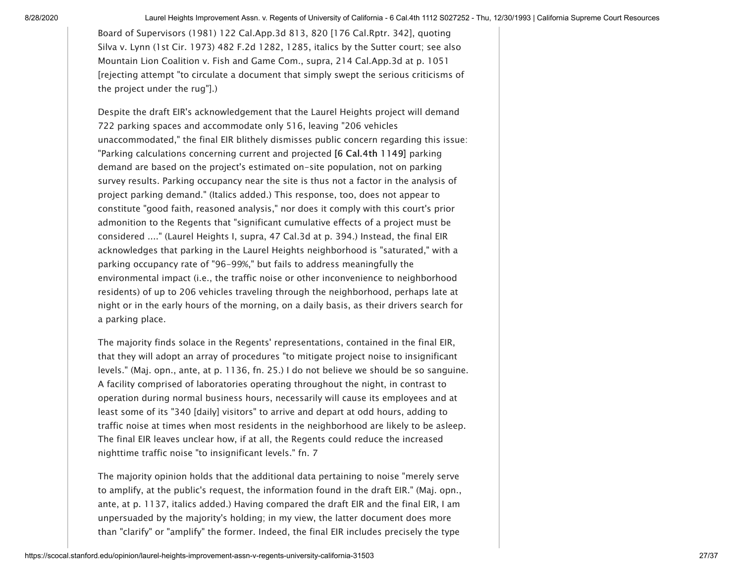Board of Supervisors (1981) 122 Cal.App.3d 813, 820 [176 Cal.Rptr. 342], quoting Silva v. Lynn (1st Cir. 1973) 482 F.2d 1282, 1285, italics by the Sutter court; see also Mountain Lion Coalition v. Fish and Game Com., supra, 214 Cal.App.3d at p. 1051 [rejecting attempt "to circulate a document that simply swept the serious criticisms of the project under the rug"].)

Despite the draft EIR's acknowledgement that the Laurel Heights project will demand 722 parking spaces and accommodate only 516, leaving "206 vehicles unaccommodated," the final EIR blithely dismisses public concern regarding this issue: "Parking calculations concerning current and projected **[6 Cal.4th 1149]** parking demand are based on the project's estimated on-site population, not on parking survey results. Parking occupancy near the site is thus not a factor in the analysis of project parking demand." (Italics added.) This response, too, does not appear to constitute "good faith, reasoned analysis," nor does it comply with this court's prior admonition to the Regents that "significant cumulative effects of a project must be considered ...." (Laurel Heights I, supra, 47 Cal.3d at p. 394.) Instead, the final EIR acknowledges that parking in the Laurel Heights neighborhood is "saturated," with a parking occupancy rate of "96-99%," but fails to address meaningfully the environmental impact (i.e., the traffic noise or other inconvenience to neighborhood residents) of up to 206 vehicles traveling through the neighborhood, perhaps late at night or in the early hours of the morning, on a daily basis, as their drivers search for a parking place.

The majority finds solace in the Regents' representations, contained in the final EIR, that they will adopt an array of procedures "to mitigate project noise to insignificant levels." (Maj. opn., ante, at p. 1136, fn. 25.) I do not believe we should be so sanguine. A facility comprised of laboratories operating throughout the night, in contrast to operation during normal business hours, necessarily will cause its employees and at least some of its "340 [daily] visitors" to arrive and depart at odd hours, adding to traffic noise at times when most residents in the neighborhood are likely to be asleep. The final EIR leaves unclear how, if at all, the Regents could reduce the increased nighttime traffic noise "to insignificant levels." fn. 7

The majority opinion holds that the additional data pertaining to noise "merely serve to amplify, at the public's request, the information found in the draft EIR." (Maj. opn., ante, at p. 1137, italics added.) Having compared the draft EIR and the final EIR, I am unpersuaded by the majority's holding; in my view, the latter document does more than "clarify" or "amplify" the former. Indeed, the final EIR includes precisely the type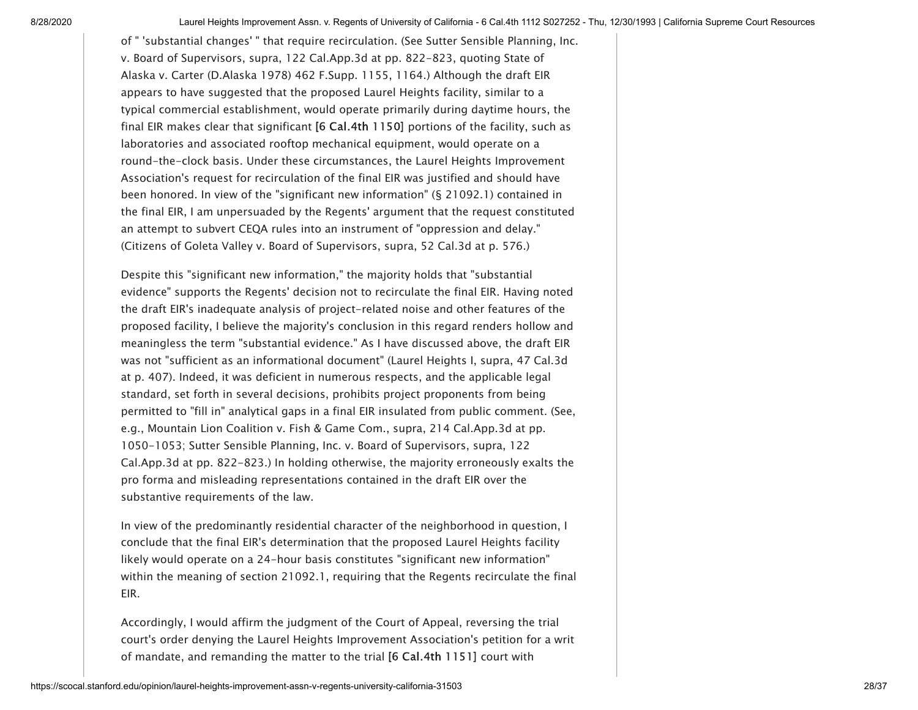of " 'substantial changes' " that require recirculation. (See Sutter Sensible Planning, Inc. v. Board of Supervisors, supra, 122 Cal.App.3d at pp. 822-823, quoting State of Alaska v. Carter (D.Alaska 1978) 462 F.Supp. 1155, 1164.) Although the draft EIR appears to have suggested that the proposed Laurel Heights facility, similar to a typical commercial establishment, would operate primarily during daytime hours, the final EIR makes clear that significant **[6 Cal.4th 1150]** portions of the facility, such as laboratories and associated rooftop mechanical equipment, would operate on a round-the-clock basis. Under these circumstances, the Laurel Heights Improvement Association's request for recirculation of the final EIR was justified and should have been honored. In view of the "significant new information" (§ 21092.1) contained in the final EIR, I am unpersuaded by the Regents' argument that the request constituted an attempt to subvert CEQA rules into an instrument of "oppression and delay." (Citizens of Goleta Valley v. Board of Supervisors, supra, 52 Cal.3d at p. 576.)

Despite this "significant new information," the majority holds that "substantial evidence" supports the Regents' decision not to recirculate the final EIR. Having noted the draft EIR's inadequate analysis of project-related noise and other features of the proposed facility, I believe the majority's conclusion in this regard renders hollow and meaningless the term "substantial evidence." As I have discussed above, the draft EIR was not "sufficient as an informational document" (Laurel Heights I, supra, 47 Cal.3d at p. 407). Indeed, it was deficient in numerous respects, and the applicable legal standard, set forth in several decisions, prohibits project proponents from being permitted to "fill in" analytical gaps in a final EIR insulated from public comment. (See, e.g., Mountain Lion Coalition v. Fish & Game Com., supra, 214 Cal.App.3d at pp. 1050-1053; Sutter Sensible Planning, Inc. v. Board of Supervisors, supra, 122 Cal.App.3d at pp. 822-823.) In holding otherwise, the majority erroneously exalts the pro forma and misleading representations contained in the draft EIR over the substantive requirements of the law.

In view of the predominantly residential character of the neighborhood in question, I conclude that the final EIR's determination that the proposed Laurel Heights facility likely would operate on a 24-hour basis constitutes "significant new information" within the meaning of section 21092.1, requiring that the Regents recirculate the final EIR.

Accordingly, I would affirm the judgment of the Court of Appeal, reversing the trial court's order denying the Laurel Heights Improvement Association's petition for a writ of mandate, and remanding the matter to the trial **[6 Cal.4th 1151]** court with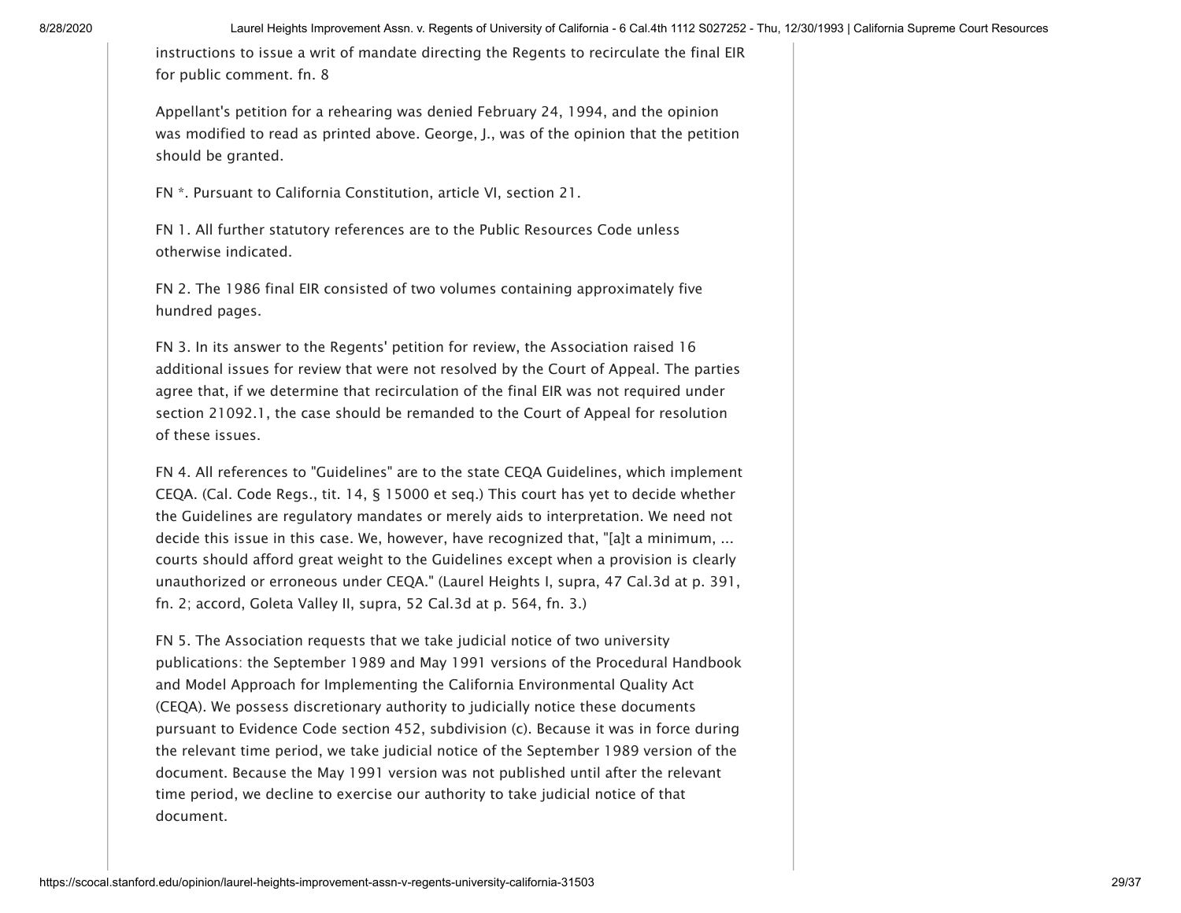instructions to issue a writ of mandate directing the Regents to recirculate the final EIR for public comment. fn. 8

Appellant's petition for a rehearing was denied February 24, 1994, and the opinion was modified to read as printed above. George, J., was of the opinion that the petition should be granted.

FN *. Pursuant to California Constitution, article VI, section 21.

FN 1. All further statutory references are to the Public Resources Code unless otherwise indicated.

FN 2. The 1986 final EIR consisted of two volumes containing approximately five hundred pages.

FN 3. In its answer to the Regents' petition for review, the Association raised 16 additional issues for review that were not resolved by the Court of Appeal. The parties agree that, if we determine that recirculation of the final EIR was not required under section 21092.1, the case should be remanded to the Court of Appeal for resolution of these issues.

FN 4. All references to "Guidelines" are to the state CEQA Guidelines, which implement CEQA. (Cal. Code Regs., tit. 14, § 15000 et seq.) This court has yet to decide whether the Guidelines are regulatory mandates or merely aids to interpretation. We need not decide this issue in this case. We, however, have recognized that, "[a]t a minimum, ... courts should afford great weight to the Guidelines except when a provision is clearly unauthorized or erroneous under CEQA." (Laurel Heights I, supra, 47 Cal.3d at p. 391, fn. 2; accord, Goleta Valley II, supra, 52 Cal.3d at p. 564, fn. 3.)

FN 5. The Association requests that we take judicial notice of two university publications: the September 1989 and May 1991 versions of the Procedural Handbook and Model Approach for Implementing the California Environmental Quality Act (CEQA). We possess discretionary authority to judicially notice these documents pursuant to Evidence Code section 452, subdivision (c). Because it was in force during the relevant time period, we take judicial notice of the September 1989 version of the document. Because the May 1991 version was not published until after the relevant time period, we decline to exercise our authority to take judicial notice of that document.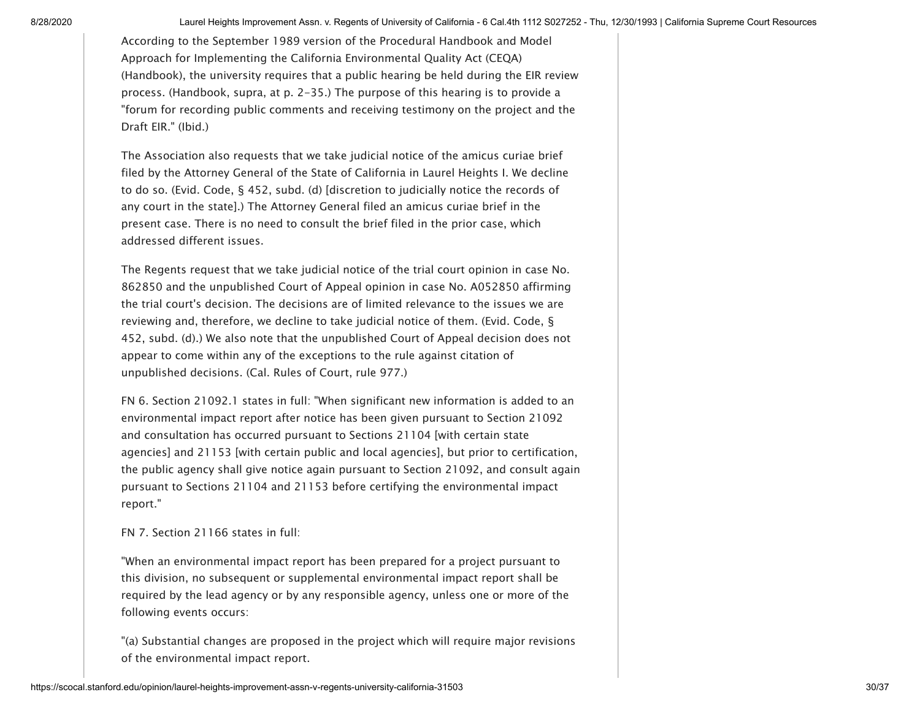According to the September 1989 version of the Procedural Handbook and Model Approach for Implementing the California Environmental Quality Act (CEQA) (Handbook), the university requires that a public hearing be held during the EIR review process. (Handbook, supra, at p. 2-35.) The purpose of this hearing is to provide a "forum for recording public comments and receiving testimony on the project and the Draft EIR." (Ibid.)

The Association also requests that we take judicial notice of the amicus curiae brief filed by the Attorney General of the State of California in Laurel Heights I. We decline to do so. (Evid. Code, § 452, subd. (d) [discretion to judicially notice the records of any court in the state].) The Attorney General filed an amicus curiae brief in the present case. There is no need to consult the brief filed in the prior case, which addressed different issues.

The Regents request that we take judicial notice of the trial court opinion in case No. 862850 and the unpublished Court of Appeal opinion in case No. A052850 affirming the trial court's decision. The decisions are of limited relevance to the issues we are reviewing and, therefore, we decline to take judicial notice of them. (Evid. Code, § 452, subd. (d).) We also note that the unpublished Court of Appeal decision does not appear to come within any of the exceptions to the rule against citation of unpublished decisions. (Cal. Rules of Court, rule 977.)

FN 6. Section 21092.1 states in full: "When significant new information is added to an environmental impact report after notice has been given pursuant to Section 21092 and consultation has occurred pursuant to Sections 21104 [with certain state agencies] and 21153 [with certain public and local agencies], but prior to certification, the public agency shall give notice again pursuant to Section 21092, and consult again pursuant to Sections 21104 and 21153 before certifying the environmental impact report."

FN 7. Section 21166 states in full:

"When an environmental impact report has been prepared for a project pursuant to this division, no subsequent or supplemental environmental impact report shall be required by the lead agency or by any responsible agency, unless one or more of the following events occurs:

"(a) Substantial changes are proposed in the project which will require major revisions of the environmental impact report.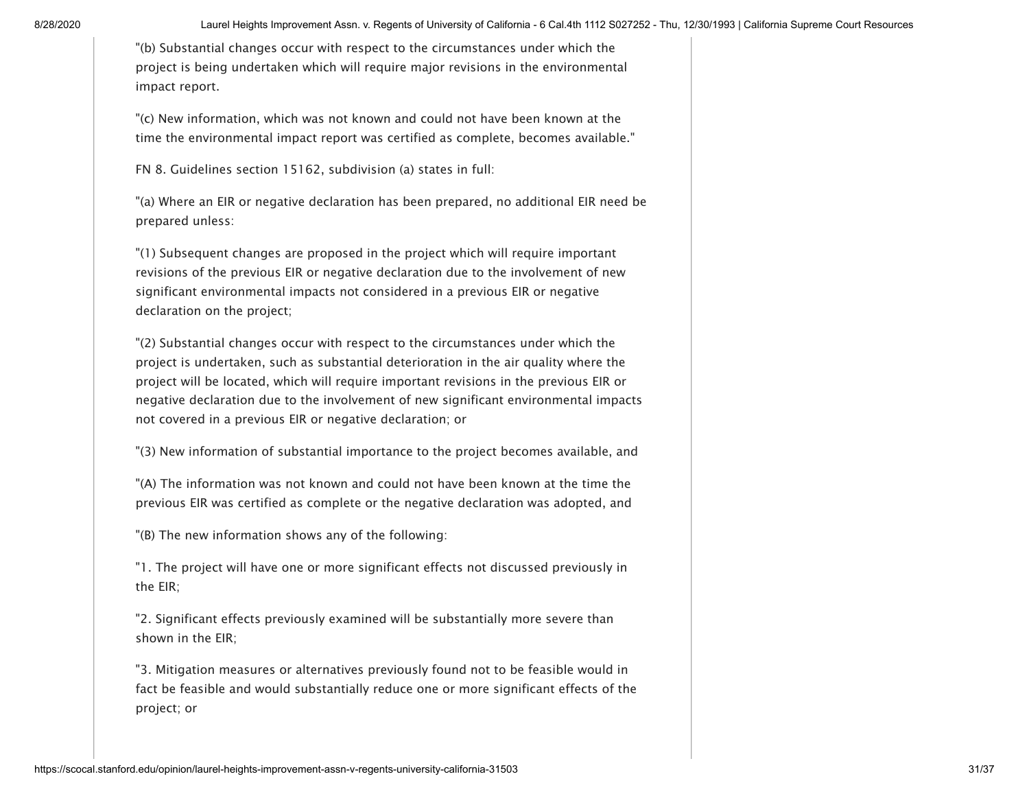"(b) Substantial changes occur with respect to the circumstances under which the project is being undertaken which will require major revisions in the environmental impact report.

"(c) New information, which was not known and could not have been known at the time the environmental impact report was certified as complete, becomes available."

FN 8. Guidelines section 15162, subdivision (a) states in full:

"(a) Where an EIR or negative declaration has been prepared, no additional EIR need be prepared unless:

"(1) Subsequent changes are proposed in the project which will require important revisions of the previous EIR or negative declaration due to the involvement of new significant environmental impacts not considered in a previous EIR or negative declaration on the project;

"(2) Substantial changes occur with respect to the circumstances under which the project is undertaken, such as substantial deterioration in the air quality where the project will be located, which will require important revisions in the previous EIR or negative declaration due to the involvement of new significant environmental impacts not covered in a previous EIR or negative declaration; or

"(3) New information of substantial importance to the project becomes available, and

"(A) The information was not known and could not have been known at the time the previous EIR was certified as complete or the negative declaration was adopted, and

"(B) The new information shows any of the following:

"1. The project will have one or more significant effects not discussed previously in the EIR;

"2. Significant effects previously examined will be substantially more severe than shown in the EIR;

"3. Mitigation measures or alternatives previously found not to be feasible would in fact be feasible and would substantially reduce one or more significant effects of the project; or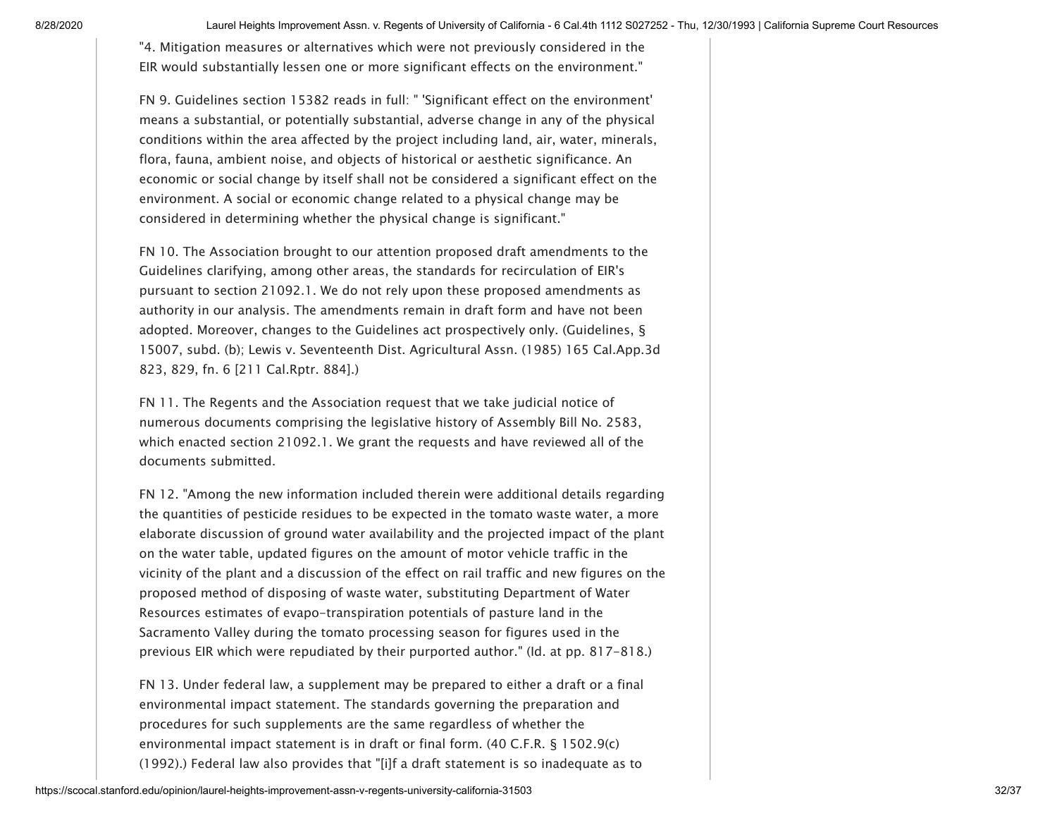"4. Mitigation measures or alternatives which were not previously considered in the EIR would substantially lessen one or more significant effects on the environment."

FN 9. Guidelines section 15382 reads in full: " 'Significant effect on the environment' means a substantial, or potentially substantial, adverse change in any of the physical conditions within the area affected by the project including land, air, water, minerals, flora, fauna, ambient noise, and objects of historical or aesthetic significance. An economic or social change by itself shall not be considered a significant effect on the environment. A social or economic change related to a physical change may be considered in determining whether the physical change is significant."

FN 10. The Association brought to our attention proposed draft amendments to the Guidelines clarifying, among other areas, the standards for recirculation of EIR's pursuant to section 21092.1. We do not rely upon these proposed amendments as authority in our analysis. The amendments remain in draft form and have not been adopted. Moreover, changes to the Guidelines act prospectively only. (Guidelines, § 15007, subd. (b); Lewis v. Seventeenth Dist. Agricultural Assn. (1985) 165 Cal.App.3d 823, 829, fn. 6 [211 Cal.Rptr. 884].)

FN 11. The Regents and the Association request that we take judicial notice of numerous documents comprising the legislative history of Assembly Bill No. 2583, which enacted section 21092.1. We grant the requests and have reviewed all of the documents submitted.

FN 12. "Among the new information included therein were additional details regarding the quantities of pesticide residues to be expected in the tomato waste water, a more elaborate discussion of ground water availability and the projected impact of the plant on the water table, updated figures on the amount of motor vehicle traffic in the vicinity of the plant and a discussion of the effect on rail traffic and new figures on the proposed method of disposing of waste water, substituting Department of Water Resources estimates of evapo-transpiration potentials of pasture land in the Sacramento Valley during the tomato processing season for figures used in the previous EIR which were repudiated by their purported author." (Id. at pp. 817-818.)

FN 13. Under federal law, a supplement may be prepared to either a draft or a final environmental impact statement. The standards governing the preparation and procedures for such supplements are the same regardless of whether the environmental impact statement is in draft or final form. (40 C.F.R. § 1502.9(c) (1992).) Federal law also provides that "[i]f a draft statement is so inadequate as to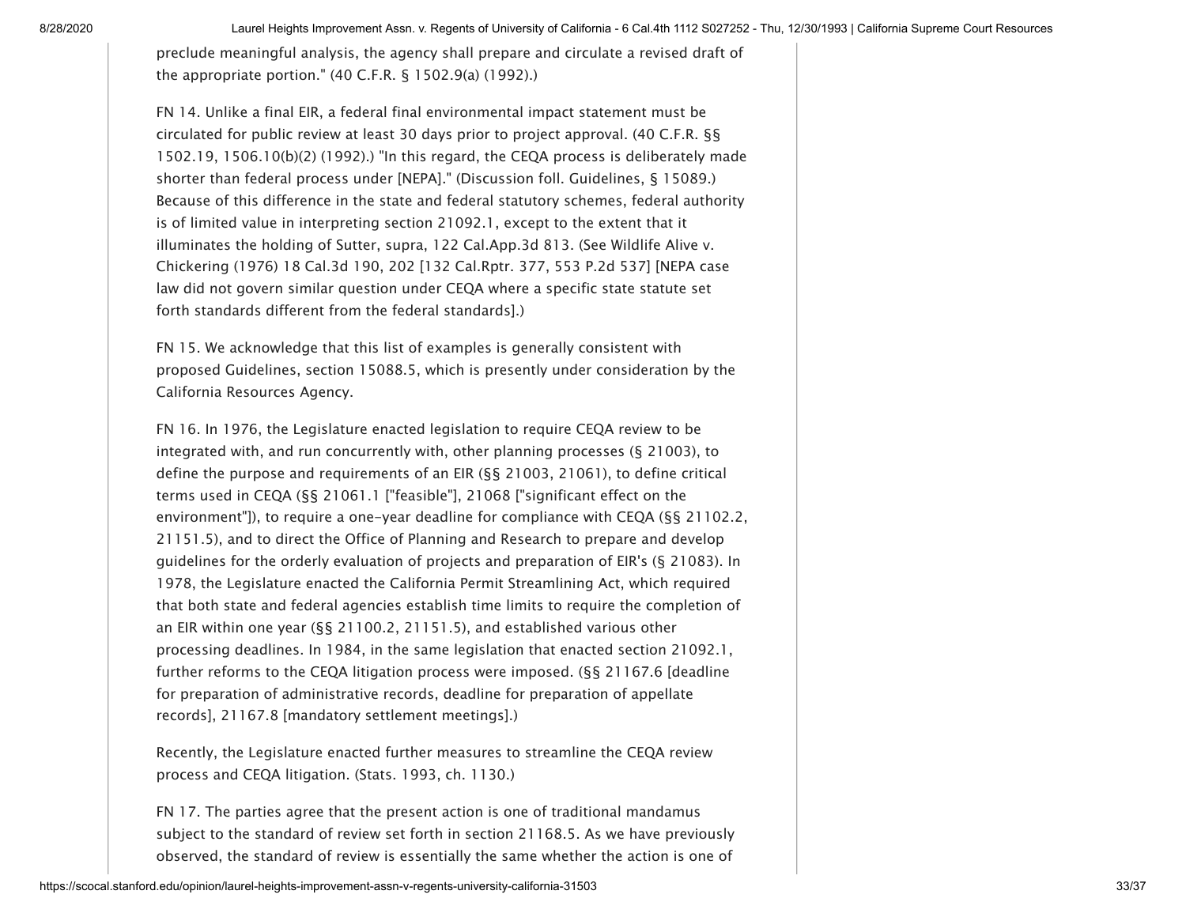preclude meaningful analysis, the agency shall prepare and circulate a revised draft of the appropriate portion." (40 C.F.R. § 1502.9(a) (1992).)

FN 14. Unlike a final EIR, a federal final environmental impact statement must be circulated for public review at least 30 days prior to project approval. (40 C.F.R. §§ 1502.19, 1506.10(b)(2) (1992).) "In this regard, the CEQA process is deliberately made shorter than federal process under [NEPA]." (Discussion foll. Guidelines, § 15089.) Because of this difference in the state and federal statutory schemes, federal authority is of limited value in interpreting section 21092.1, except to the extent that it illuminates the holding of Sutter, supra, 122 Cal.App.3d 813. (See Wildlife Alive v. Chickering (1976) 18 Cal.3d 190, 202 [132 Cal.Rptr. 377, 553 P.2d 537] [NEPA case law did not govern similar question under CEQA where a specific state statute set forth standards different from the federal standards].)

FN 15. We acknowledge that this list of examples is generally consistent with proposed Guidelines, section 15088.5, which is presently under consideration by the California Resources Agency.

FN 16. In 1976, the Legislature enacted legislation to require CEQA review to be integrated with, and run concurrently with, other planning processes (§ 21003), to define the purpose and requirements of an EIR (§§ 21003, 21061), to define critical terms used in CEQA (§§ 21061.1 ["feasible"], 21068 ["significant effect on the environment"]), to require a one-year deadline for compliance with CEQA (§§ 21102.2, 21151.5), and to direct the Office of Planning and Research to prepare and develop guidelines for the orderly evaluation of projects and preparation of EIR's (§ 21083). In 1978, the Legislature enacted the California Permit Streamlining Act, which required that both state and federal agencies establish time limits to require the completion of an EIR within one year (§§ 21100.2, 21151.5), and established various other processing deadlines. In 1984, in the same legislation that enacted section 21092.1, further reforms to the CEQA litigation process were imposed. (§§ 21167.6 [deadline for preparation of administrative records, deadline for preparation of appellate records], 21167.8 [mandatory settlement meetings].)

Recently, the Legislature enacted further measures to streamline the CEQA review process and CEQA litigation. (Stats. 1993, ch. 1130.)

FN 17. The parties agree that the present action is one of traditional mandamus subject to the standard of review set forth in section 21168.5. As we have previously observed, the standard of review is essentially the same whether the action is one of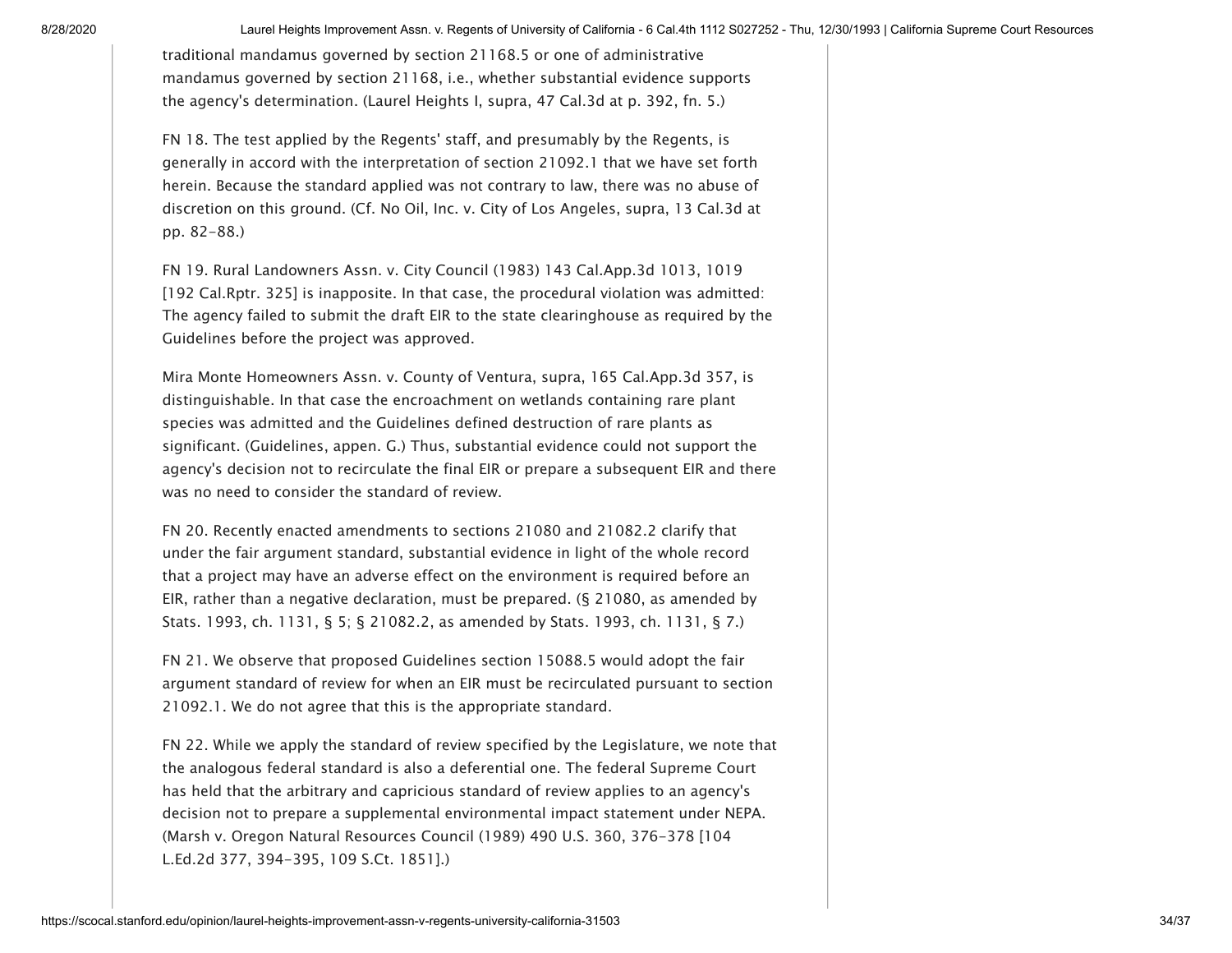traditional mandamus governed by section 21168.5 or one of administrative mandamus governed by section 21168, i.e., whether substantial evidence supports the agency's determination. (Laurel Heights I, supra, 47 Cal.3d at p. 392, fn. 5.)

FN 18. The test applied by the Regents' staff, and presumably by the Regents, is generally in accord with the interpretation of section 21092.1 that we have set forth herein. Because the standard applied was not contrary to law, there was no abuse of discretion on this ground. (Cf. No Oil, Inc. v. City of Los Angeles, supra, 13 Cal.3d at pp. 82-88.)

FN 19. Rural Landowners Assn. v. City Council (1983) 143 Cal.App.3d 1013, 1019 [192 Cal.Rptr. 325] is inapposite. In that case, the procedural violation was admitted: The agency failed to submit the draft EIR to the state clearinghouse as required by the Guidelines before the project was approved.

Mira Monte Homeowners Assn. v. County of Ventura, supra, 165 Cal.App.3d 357, is distinguishable. In that case the encroachment on wetlands containing rare plant species was admitted and the Guidelines defined destruction of rare plants as significant. (Guidelines, appen. G.) Thus, substantial evidence could not support the agency's decision not to recirculate the final EIR or prepare a subsequent EIR and there was no need to consider the standard of review.

FN 20. Recently enacted amendments to sections 21080 and 21082.2 clarify that under the fair argument standard, substantial evidence in light of the whole record that a project may have an adverse effect on the environment is required before an EIR, rather than a negative declaration, must be prepared. (§ 21080, as amended by Stats. 1993, ch. 1131, § 5; § 21082.2, as amended by Stats. 1993, ch. 1131, § 7.)

FN 21. We observe that proposed Guidelines section 15088.5 would adopt the fair argument standard of review for when an EIR must be recirculated pursuant to section 21092.1. We do not agree that this is the appropriate standard.

FN 22. While we apply the standard of review specified by the Legislature, we note that the analogous federal standard is also a deferential one. The federal Supreme Court has held that the arbitrary and capricious standard of review applies to an agency's decision not to prepare a supplemental environmental impact statement under NEPA. (Marsh v. Oregon Natural Resources Council (1989) 490 U.S. 360, 376-378 [104 L.Ed.2d 377, 394-395, 109 S.Ct. 1851].)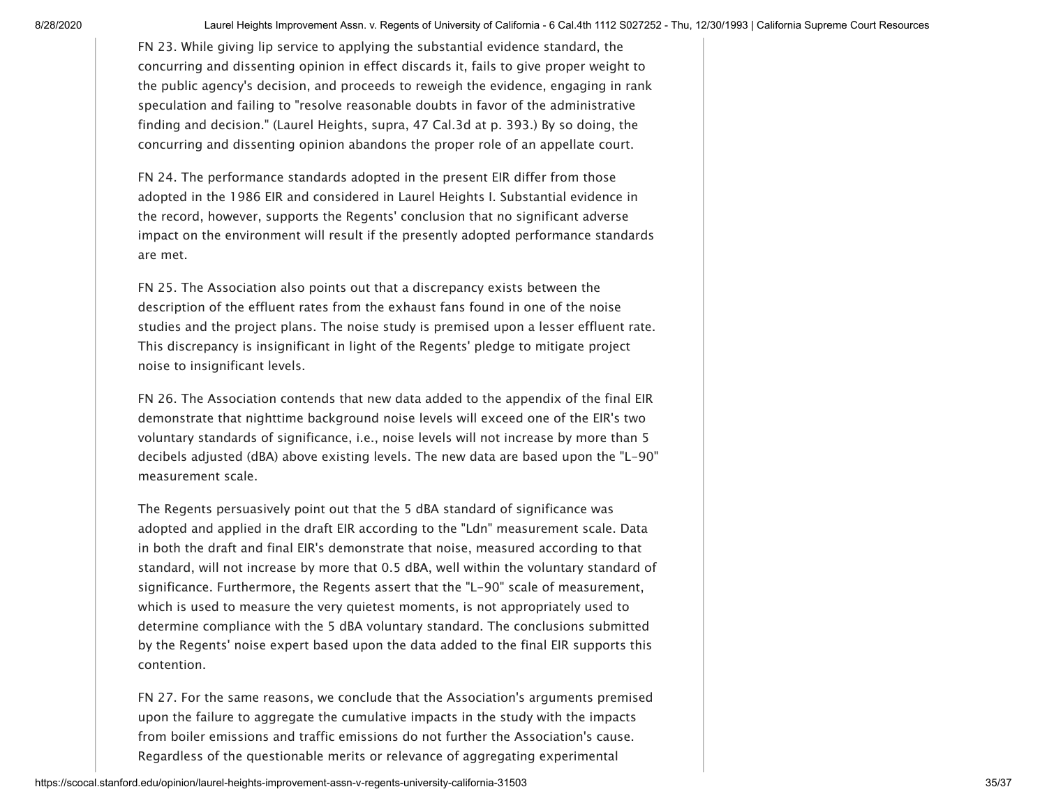FN 23. While giving lip service to applying the substantial evidence standard, the concurring and dissenting opinion in effect discards it, fails to give proper weight to the public agency's decision, and proceeds to reweigh the evidence, engaging in rank speculation and failing to "resolve reasonable doubts in favor of the administrative finding and decision." (Laurel Heights, supra, 47 Cal.3d at p. 393.) By so doing, the concurring and dissenting opinion abandons the proper role of an appellate court.

FN 24. The performance standards adopted in the present EIR differ from those adopted in the 1986 EIR and considered in Laurel Heights I. Substantial evidence in the record, however, supports the Regents' conclusion that no significant adverse impact on the environment will result if the presently adopted performance standards are met.

FN 25. The Association also points out that a discrepancy exists between the description of the effluent rates from the exhaust fans found in one of the noise studies and the project plans. The noise study is premised upon a lesser effluent rate. This discrepancy is insignificant in light of the Regents' pledge to mitigate project noise to insignificant levels.

FN 26. The Association contends that new data added to the appendix of the final EIR demonstrate that nighttime background noise levels will exceed one of the EIR's two voluntary standards of significance, i.e., noise levels will not increase by more than 5 decibels adjusted (dBA) above existing levels. The new data are based upon the "L-90" measurement scale.

The Regents persuasively point out that the 5 dBA standard of significance was adopted and applied in the draft EIR according to the "Ldn" measurement scale. Data in both the draft and final EIR's demonstrate that noise, measured according to that standard, will not increase by more that 0.5 dBA, well within the voluntary standard of significance. Furthermore, the Regents assert that the "L-90" scale of measurement, which is used to measure the very quietest moments, is not appropriately used to determine compliance with the 5 dBA voluntary standard. The conclusions submitted by the Regents' noise expert based upon the data added to the final EIR supports this contention.

FN 27. For the same reasons, we conclude that the Association's arguments premised upon the failure to aggregate the cumulative impacts in the study with the impacts from boiler emissions and traffic emissions do not further the Association's cause. Regardless of the questionable merits or relevance of aggregating experimental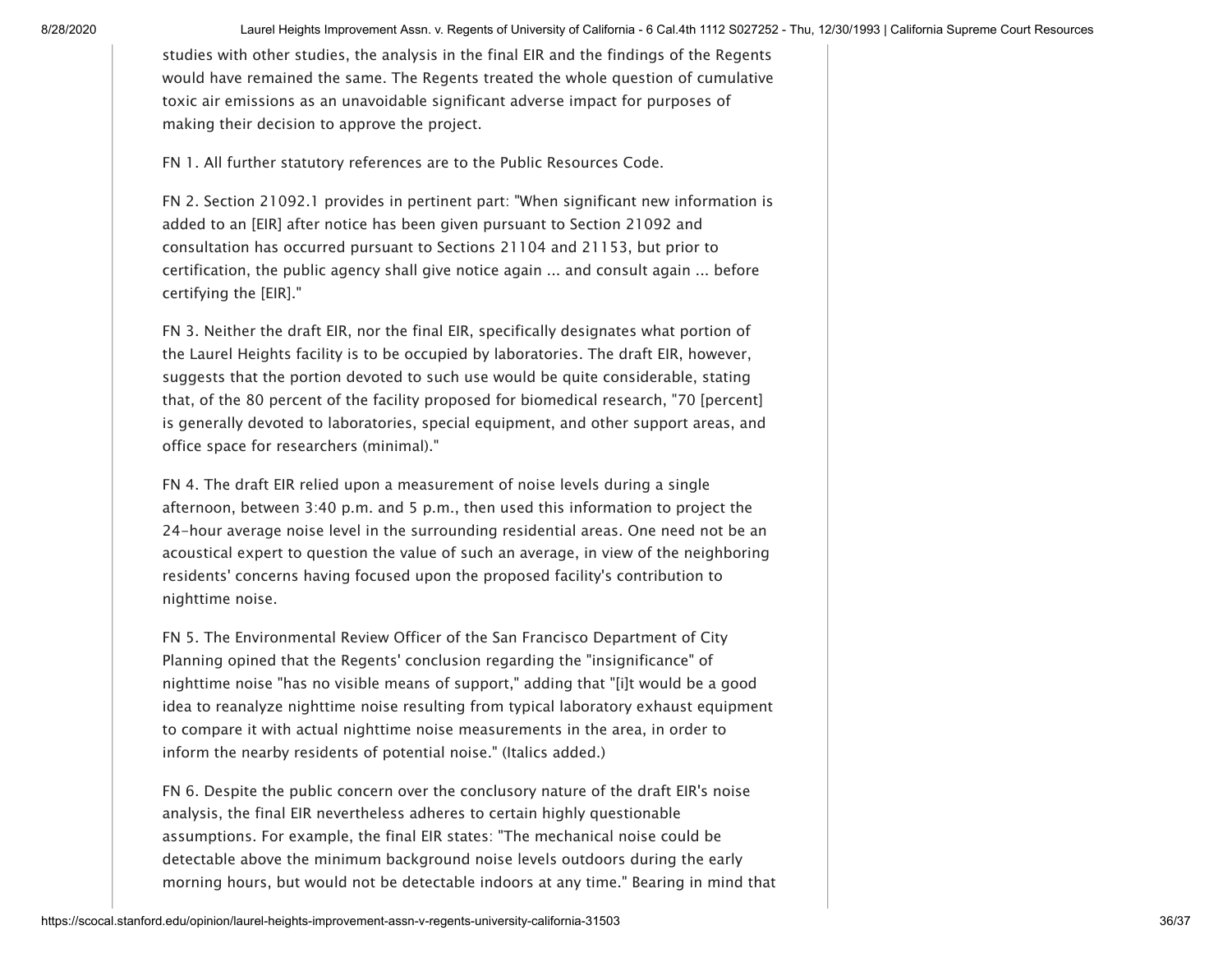studies with other studies, the analysis in the final EIR and the findings of the Regents would have remained the same. The Regents treated the whole question of cumulative toxic air emissions as an unavoidable significant adverse impact for purposes of making their decision to approve the project.

FN 1. All further statutory references are to the Public Resources Code.

FN 2. Section 21092.1 provides in pertinent part: "When significant new information is added to an [EIR] after notice has been given pursuant to Section 21092 and consultation has occurred pursuant to Sections 21104 and 21153, but prior to certification, the public agency shall give notice again ... and consult again ... before certifying the [EIR]."

FN 3. Neither the draft EIR, nor the final EIR, specifically designates what portion of the Laurel Heights facility is to be occupied by laboratories. The draft EIR, however, suggests that the portion devoted to such use would be quite considerable, stating that, of the 80 percent of the facility proposed for biomedical research, "70 [percent] is generally devoted to laboratories, special equipment, and other support areas, and office space for researchers (minimal)."

FN 4. The draft EIR relied upon a measurement of noise levels during a single afternoon, between 3:40 p.m. and 5 p.m., then used this information to project the 24-hour average noise level in the surrounding residential areas. One need not be an acoustical expert to question the value of such an average, in view of the neighboring residents' concerns having focused upon the proposed facility's contribution to nighttime noise.

FN 5. The Environmental Review Officer of the San Francisco Department of City Planning opined that the Regents' conclusion regarding the "insignificance" of nighttime noise "has no visible means of support," adding that "[i]t would be a good idea to reanalyze nighttime noise resulting from typical laboratory exhaust equipment to compare it with actual nighttime noise measurements in the area, in order to inform the nearby residents of potential noise." (Italics added.)

FN 6. Despite the public concern over the conclusory nature of the draft EIR's noise analysis, the final EIR nevertheless adheres to certain highly questionable assumptions. For example, the final EIR states: "The mechanical noise could be detectable above the minimum background noise levels outdoors during the early morning hours, but would not be detectable indoors at any time." Bearing in mind that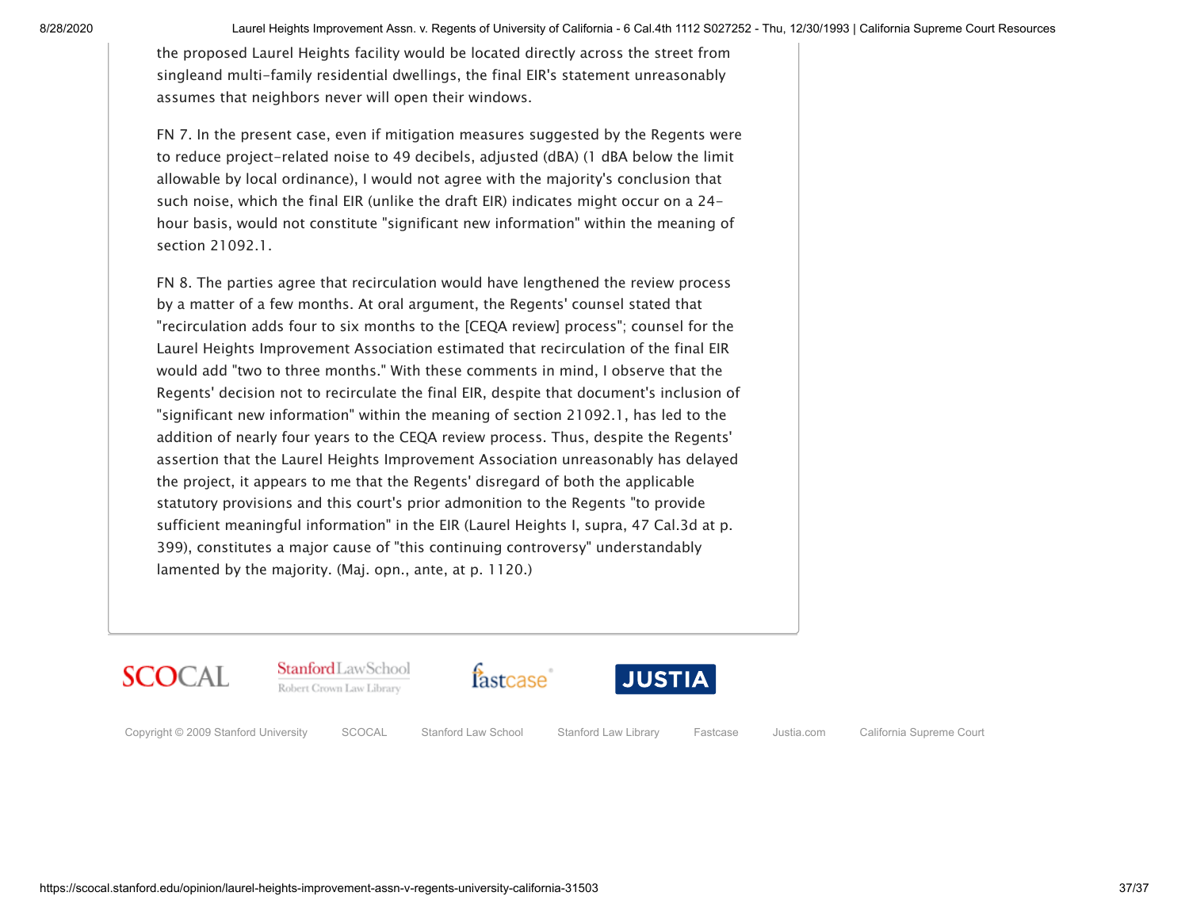the proposed Laurel Heights facility would be located directly across the street from singleand multi-family residential dwellings, the final EIR's statement unreasonably assumes that neighbors never will open their windows.

FN 7. In the present case, even if mitigation measures suggested by the Regents were to reduce project-related noise to 49 decibels, adjusted (dBA) (1 dBA below the limit allowable by local ordinance), I would not agree with the majority's conclusion that such noise, which the final EIR (unlike the draft EIR) indicates might occur on a 24-hour basis, would not constitute "significant new information" within the meaning of section 21092.1.

FN 8. The parties agree that recirculation would have lengthened the review process by a matter of a few months. At oral argument, the Regents' counsel stated that "recirculation adds four to six months to the [CEQA review] process"; counsel for the Laurel Heights Improvement Association estimated that recirculation of the final EIR would add "two to three months." With these comments in mind, I observe that the Regents' decision not to recirculate the final EIR, despite that document's inclusion of "significant new information" within the meaning of section 21092.1, has led to the addition of nearly four years to the CEQA review process. Thus, despite the Regents' assertion that the Laurel Heights Improvement Association unreasonably has delayed the project, it appears to me that the Regents' disregard of both the applicable statutory provisions and this court's prior admonition to the Regents "to provide sufficient meaningful information" in the EIR (Laurel Heights I, supra, 47 Cal.3d at p. 399), constitutes a major cause of "this continuing controversy" understandably lamented by the majority. (Maj. opn., ante, at p. 1120.)